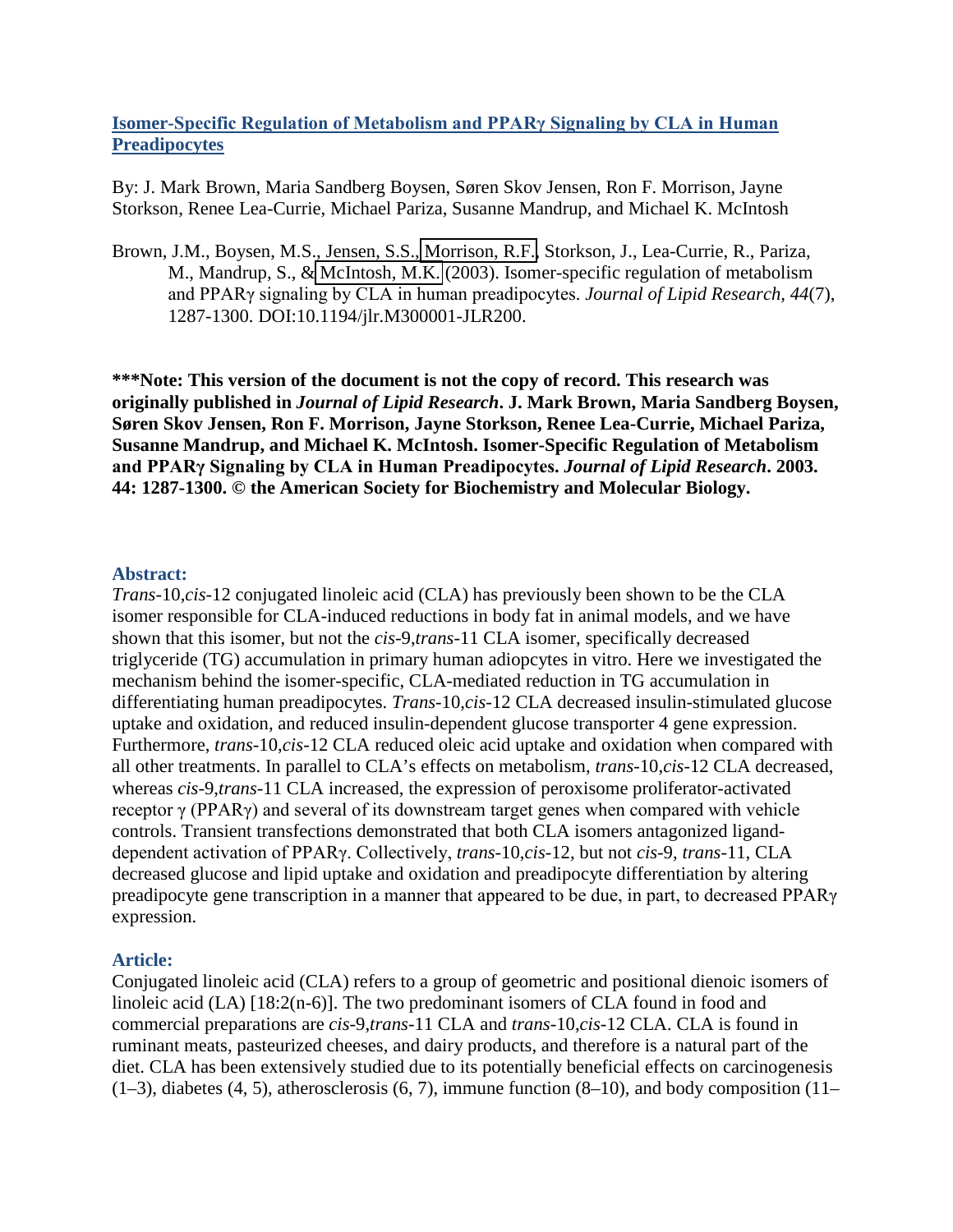**Isomer-Specific Regulation of Metabolism and PPARγ Signaling by CLA in Human Preadipocytes**

By: J. Mark Brown, Maria Sandberg Boysen, Søren Skov Jensen, Ron F. Morrison, Jayne Storkson, Renee Lea-Currie, Michael Pariza, Susanne Mandrup, and Michael K. McIntosh

Brown, J.M., Boysen, M.S., Jensen, S.S., Morrison, R.F., Storkson, J., Lea-Currie, R., Pariza, M., Mandrup, S., & McIntosh, M.K. (2003). Isomer-specific regulation of metabolism and PPARγ signaling by CLA in human preadipocytes. *Journal of Lipid Research*, *44*(7), 1287-1300. DOI:10.1194/jlr.M300001-JLR200.

**\*\*\*Note: This version of the document is not the copy of record. This research was originally published in *Journal of Lipid Research*. J. Mark Brown, Maria Sandberg Boysen, Søren Skov Jensen, Ron F. Morrison, Jayne Storkson, Renee Lea-Currie, Michael Pariza, Susanne Mandrup, and Michael K. McIntosh. Isomer-Specific Regulation of Metabolism and PPARγ Signaling by CLA in Human Preadipocytes. *Journal of Lipid Research*. 2003. 44: 1287-1300. © the American Society for Biochemistry and Molecular Biology.**

### Abstract:

*Trans*-10,*cis*-12 conjugated linoleic acid (CLA) has previously been shown to be the CLA isomer responsible for CLA-induced reductions in body fat in animal models, and we have shown that this isomer, but not the *cis*-9,*trans*-11 CLA isomer, specifically decreased triglyceride (TG) accumulation in primary human adiopcytes in vitro. Here we investigated the mechanism behind the isomer-specific, CLA-mediated reduction in TG accumulation in differentiating human preadipocytes. *Trans*-10,*cis*-12 CLA decreased insulin-stimulated glucose uptake and oxidation, and reduced insulin-dependent glucose transporter 4 gene expression. Furthermore, *trans*-10,*cis*-12 CLA reduced oleic acid uptake and oxidation when compared with all other treatments. In parallel to CLA's effects on metabolism, *trans*-10,*cis*-12 CLA decreased, whereas *cis*-9,*trans*-11 CLA increased, the expression of peroxisome proliferator-activated receptor γ (PPARγ) and several of its downstream target genes when compared with vehicle controls. Transient transfections demonstrated that both CLA isomers antagonized ligand-dependent activation of PPARγ. Collectively, *trans*-10,*cis*-12, but not *cis*-9, *trans*-11, CLA decreased glucose and lipid uptake and oxidation and preadipocyte differentiation by altering preadipocyte gene transcription in a manner that appeared to be due, in part, to decreased PPARγ expression.

### Article:

Conjugated linoleic acid (CLA) refers to a group of geometric and positional dienoic isomers of linoleic acid (LA) [18:2(n-6)]. The two predominant isomers of CLA found in food and commercial preparations are *cis*-9,*trans*-11 CLA and *trans*-10,*cis*-12 CLA. CLA is found in ruminant meats, pasteurized cheeses, and dairy products, and therefore is a natural part of the diet. CLA has been extensively studied due to its potentially beneficial effects on carcinogenesis (1–3), diabetes (4, 5), atherosclerosis (6, 7), immune function (8–10), and body composition (11–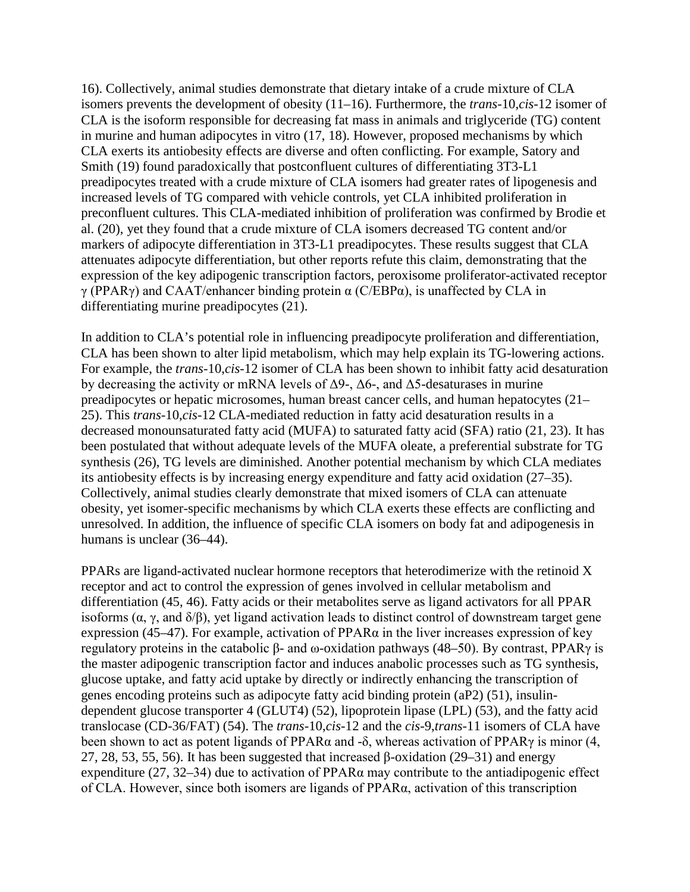16). Collectively, animal studies demonstrate that dietary intake of a crude mixture of CLA isomers prevents the development of obesity (11–16). Furthermore, the *trans*-10,*cis*-12 isomer of CLA is the isoform responsible for decreasing fat mass in animals and triglyceride (TG) content in murine and human adipocytes in vitro (17, 18). However, proposed mechanisms by which CLA exerts its antiobesity effects are diverse and often conflicting. For example, Satory and Smith (19) found paradoxically that postconfluent cultures of differentiating 3T3-L1 preadipocytes treated with a crude mixture of CLA isomers had greater rates of lipogenesis and increased levels of TG compared with vehicle controls, yet CLA inhibited proliferation in preconfluent cultures. This CLA-mediated inhibition of proliferation was confirmed by Brodie et al. (20), yet they found that a crude mixture of CLA isomers decreased TG content and/or markers of adipocyte differentiation in 3T3-L1 preadipocytes. These results suggest that CLA attenuates adipocyte differentiation, but other reports refute this claim, demonstrating that the expression of the key adipogenic transcription factors, peroxisome proliferator-activated receptor γ (PPARγ) and CAAT/enhancer binding protein α (C/EBPα), is unaffected by CLA in differentiating murine preadipocytes (21).

In addition to CLA's potential role in influencing preadipocyte proliferation and differentiation, CLA has been shown to alter lipid metabolism, which may help explain its TG-lowering actions. For example, the *trans*-10,*cis*-12 isomer of CLA has been shown to inhibit fatty acid desaturation by decreasing the activity or mRNA levels of Δ9-, Δ6-, and Δ5-desaturases in murine preadipocytes or hepatic microsomes, human breast cancer cells, and human hepatocytes (21–25). This *trans*-10,*cis*-12 CLA-mediated reduction in fatty acid desaturation results in a decreased monounsaturated fatty acid (MUFA) to saturated fatty acid (SFA) ratio (21, 23). It has been postulated that without adequate levels of the MUFA oleate, a preferential substrate for TG synthesis (26), TG levels are diminished. Another potential mechanism by which CLA mediates its antiobesity effects is by increasing energy expenditure and fatty acid oxidation (27–35). Collectively, animal studies clearly demonstrate that mixed isomers of CLA can attenuate obesity, yet isomer-specific mechanisms by which CLA exerts these effects are conflicting and unresolved. In addition, the influence of specific CLA isomers on body fat and adipogenesis in humans is unclear (36–44).

PPARs are ligand-activated nuclear hormone receptors that heterodimerize with the retinoid X receptor and act to control the expression of genes involved in cellular metabolism and differentiation (45, 46). Fatty acids or their metabolites serve as ligand activators for all PPAR isoforms (α, γ, and δ/β), yet ligand activation leads to distinct control of downstream target gene expression (45–47). For example, activation of PPARα in the liver increases expression of key regulatory proteins in the catabolic β- and ω-oxidation pathways (48–50). By contrast, PPARγ is the master adipogenic transcription factor and induces anabolic processes such as TG synthesis, glucose uptake, and fatty acid uptake by directly or indirectly enhancing the transcription of genes encoding proteins such as adipocyte fatty acid binding protein (aP2) (51), insulin-dependent glucose transporter 4 (GLUT4) (52), lipoprotein lipase (LPL) (53), and the fatty acid translocase (CD-36/FAT) (54). The *trans*-10,*cis*-12 and the *cis*-9,*trans*-11 isomers of CLA have been shown to act as potent ligands of PPARα and -δ, whereas activation of PPARγ is minor (4, 27, 28, 53, 55, 56). It has been suggested that increased β-oxidation (29–31) and energy expenditure (27, 32–34) due to activation of PPARα may contribute to the antiadipogenic effect of CLA. However, since both isomers are ligands of PPARα, activation of this transcription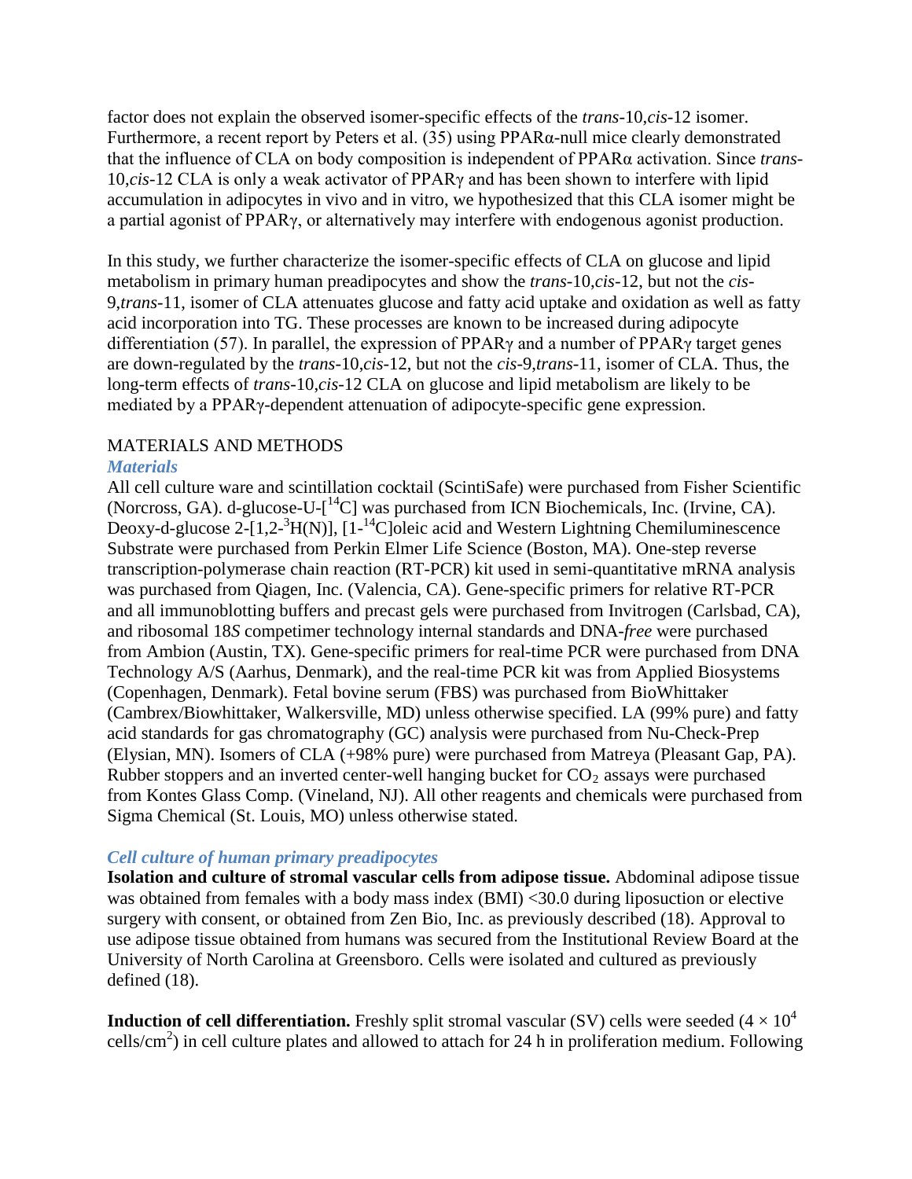factor does not explain the observed isomer-specific effects of the *trans*-10,*cis*-12 isomer. Furthermore, a recent report by Peters et al. (35) using PPARα-null mice clearly demonstrated that the influence of CLA on body composition is independent of PPARα activation. Since *trans*-10,*cis*-12 CLA is only a weak activator of PPARγ and has been shown to interfere with lipid accumulation in adipocytes in vivo and in vitro, we hypothesized that this CLA isomer might be a partial agonist of PPARγ, or alternatively may interfere with endogenous agonist production.

In this study, we further characterize the isomer-specific effects of CLA on glucose and lipid metabolism in primary human preadipocytes and show the *trans*-10,*cis*-12, but not the *cis*-9,*trans*-11, isomer of CLA attenuates glucose and fatty acid uptake and oxidation as well as fatty acid incorporation into TG. These processes are known to be increased during adipocyte differentiation (57). In parallel, the expression of PPARγ and a number of PPARγ target genes are down-regulated by the *trans*-10,*cis*-12, but not the *cis*-9,*trans*-11, isomer of CLA. Thus, the long-term effects of *trans*-10,*cis*-12 CLA on glucose and lipid metabolism are likely to be mediated by a PPARγ-dependent attenuation of adipocyte-specific gene expression.

## MATERIALS AND METHODS

### *Materials*

All cell culture ware and scintillation cocktail (ScintiSafe) were purchased from Fisher Scientific (Norcross, GA). d-glucose-U-[$^{14}$C] was purchased from ICN Biochemicals, Inc. (Irvine, CA). Deoxy-d-glucose 2-[1,2-$^{3}$H(N)], [1-$^{14}$C]oleic acid and Western Lightning Chemiluminescence Substrate were purchased from Perkin Elmer Life Science (Boston, MA). One-step reverse transcription-polymerase chain reaction (RT-PCR) kit used in semi-quantitative mRNA analysis was purchased from Qiagen, Inc. (Valencia, CA). Gene-specific primers for relative RT-PCR and all immunoblotting buffers and precast gels were purchased from Invitrogen (Carlsbad, CA), and ribosomal 18*S* competimer technology internal standards and DNA-*free* were purchased from Ambion (Austin, TX). Gene-specific primers for real-time PCR were purchased from DNA Technology A/S (Aarhus, Denmark), and the real-time PCR kit was from Applied Biosystems (Copenhagen, Denmark). Fetal bovine serum (FBS) was purchased from BioWhittaker (Cambrex/Biowhittaker, Walkersville, MD) unless otherwise specified. LA (99% pure) and fatty acid standards for gas chromatography (GC) analysis were purchased from Nu-Check-Prep (Elysian, MN). Isomers of CLA (+98% pure) were purchased from Matreya (Pleasant Gap, PA). Rubber stoppers and an inverted center-well hanging bucket for $CO_2$ assays were purchased from Kontes Glass Comp. (Vineland, NJ). All other reagents and chemicals were purchased from Sigma Chemical (St. Louis, MO) unless otherwise stated.

### *Cell culture of human primary preadipocytes*

**Isolation and culture of stromal vascular cells from adipose tissue.** Abdominal adipose tissue was obtained from females with a body mass index (BMI) <30.0 during liposuction or elective surgery with consent, or obtained from Zen Bio, Inc. as previously described (18). Approval to use adipose tissue obtained from humans was secured from the Institutional Review Board at the University of North Carolina at Greensboro. Cells were isolated and cultured as previously defined (18).

**Induction of cell differentiation.** Freshly split stromal vascular (SV) cells were seeded ($4 \times 10^4$ cells/cm$^2$) in cell culture plates and allowed to attach for 24 h in proliferation medium. Following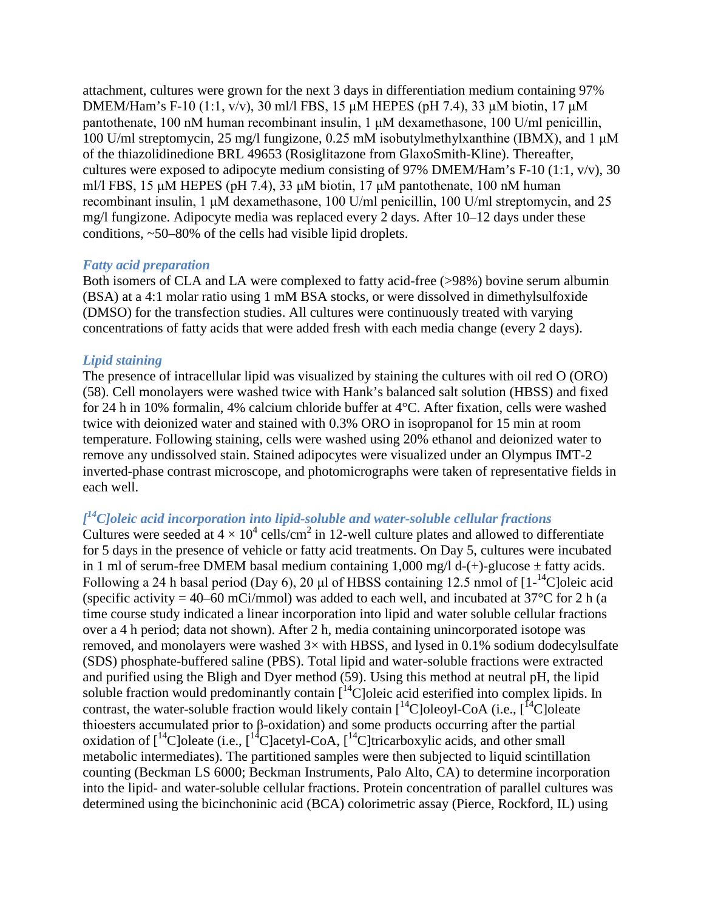attachment, cultures were grown for the next 3 days in differentiation medium containing 97% DMEM/Ham's F-10 (1:1, v/v), 30 ml/l FBS, 15 μM HEPES (pH 7.4), 33 μM biotin, 17 μM pantothenate, 100 nM human recombinant insulin, 1 μM dexamethasone, 100 U/ml penicillin, 100 U/ml streptomycin, 25 mg/l fungizone, 0.25 mM isobutylmethylxanthine (IBMX), and 1 μM of the thiazolidinedione BRL 49653 (Rosiglitazone from GlaxoSmith-Kline). Thereafter, cultures were exposed to adipocyte medium consisting of 97% DMEM/Ham's F-10 (1:1, v/v), 30 ml/l FBS, 15 μM HEPES (pH 7.4), 33 μM biotin, 17 μM pantothenate, 100 nM human recombinant insulin, 1 μM dexamethasone, 100 U/ml penicillin, 100 U/ml streptomycin, and 25 mg/l fungizone. Adipocyte media was replaced every 2 days. After 10–12 days under these conditions, ~50–80% of the cells had visible lipid droplets.

### *Fatty acid preparation*

Both isomers of CLA and LA were complexed to fatty acid-free (>98%) bovine serum albumin (BSA) at a 4:1 molar ratio using 1 mM BSA stocks, or were dissolved in dimethylsulfoxide (DMSO) for the transfection studies. All cultures were continuously treated with varying concentrations of fatty acids that were added fresh with each media change (every 2 days).

### *Lipid staining*

The presence of intracellular lipid was visualized by staining the cultures with oil red O (ORO) (58). Cell monolayers were washed twice with Hank's balanced salt solution (HBSS) and fixed for 24 h in 10% formalin, 4% calcium chloride buffer at 4°C. After fixation, cells were washed twice with deionized water and stained with 0.3% ORO in isopropanol for 15 min at room temperature. Following staining, cells were washed using 20% ethanol and deionized water to remove any undissolved stain. Stained adipocytes were visualized under an Olympus IMT-2 inverted-phase contrast microscope, and photomicrographs were taken of representative fields in each well.

### *[$^{14}$C]oleic acid incorporation into lipid-soluble and water-soluble cellular fractions*

Cultures were seeded at $4 \times 10^4$ cells/cm$^2$ in 12-well culture plates and allowed to differentiate for 5 days in the presence of vehicle or fatty acid treatments. On Day 5, cultures were incubated in 1 ml of serum-free DMEM basal medium containing 1,000 mg/l d-(+)-glucose ± fatty acids. Following a 24 h basal period (Day 6), 20 μl of HBSS containing 12.5 nmol of [1-$^{14}$C]oleic acid (specific activity = 40–60 mCi/mmol) was added to each well, and incubated at 37°C for 2 h (a time course study indicated a linear incorporation into lipid and water soluble cellular fractions over a 4 h period; data not shown). After 2 h, media containing unincorporated isotope was removed, and monolayers were washed 3× with HBSS, and lysed in 0.1% sodium dodecylsulfate (SDS) phosphate-buffered saline (PBS). Total lipid and water-soluble fractions were extracted and purified using the Bligh and Dyer method (59). Using this method at neutral pH, the lipid soluble fraction would predominantly contain [$^{14}$C]oleic acid esterified into complex lipids. In contrast, the water-soluble fraction would likely contain [$^{14}$C]oleoyl-CoA (i.e., [$^{14}$C]oleate thioesters accumulated prior to β-oxidation) and some products occurring after the partial oxidation of [$^{14}$C]oleate (i.e., [$^{14}$C]acetyl-CoA, [$^{14}$C]tricarboxylic acids, and other small metabolic intermediates). The partitioned samples were then subjected to liquid scintillation counting (Beckman LS 6000; Beckman Instruments, Palo Alto, CA) to determine incorporation into the lipid- and water-soluble cellular fractions. Protein concentration of parallel cultures was determined using the bicinchoninic acid (BCA) colorimetric assay (Pierce, Rockford, IL) using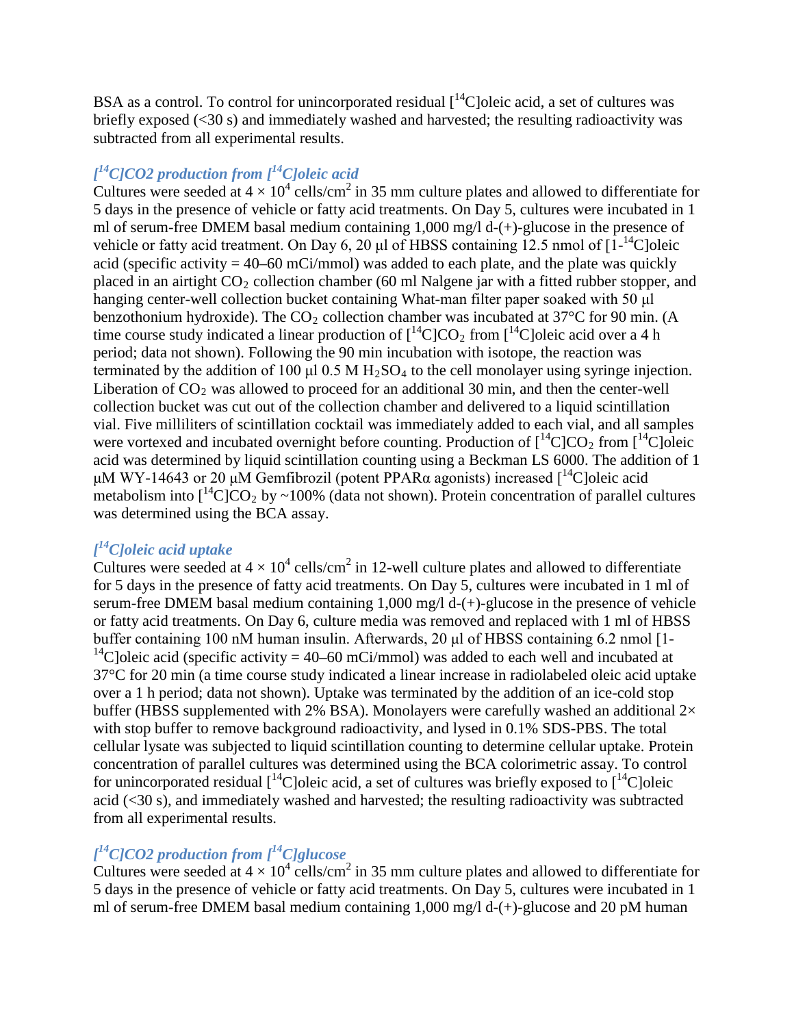BSA as a control. To control for unincorporated residual [$^{14}$C]oleic acid, a set of cultures was briefly exposed (<30 s) and immediately washed and harvested; the resulting radioactivity was subtracted from all experimental results.

### *[$^{14}$C]CO2 production from [$^{14}$C]oleic acid*

Cultures were seeded at $4 \times 10^4$ cells/cm$^2$ in 35 mm culture plates and allowed to differentiate for 5 days in the presence of vehicle or fatty acid treatments. On Day 5, cultures were incubated in 1 ml of serum-free DMEM basal medium containing 1,000 mg/l d-(+)-glucose in the presence of vehicle or fatty acid treatment. On Day 6, 20 μl of HBSS containing 12.5 nmol of [1-$^{14}$C]oleic acid (specific activity = 40–60 mCi/mmol) was added to each plate, and the plate was quickly placed in an airtight $CO_2$ collection chamber (60 ml Nalgene jar with a fitted rubber stopper, and hanging center-well collection bucket containing What-man filter paper soaked with 50 μl benzothonium hydroxide). The $CO_2$ collection chamber was incubated at 37°C for 90 min. (A time course study indicated a linear production of [$^{14}$C]$CO_2$ from [$^{14}$C]oleic acid over a 4 h period; data not shown). Following the 90 min incubation with isotope, the reaction was terminated by the addition of 100 μl 0.5 M $H_2SO_4$ to the cell monolayer using syringe injection. Liberation of $CO_2$ was allowed to proceed for an additional 30 min, and then the center-well collection bucket was cut out of the collection chamber and delivered to a liquid scintillation vial. Five milliliters of scintillation cocktail was immediately added to each vial, and all samples were vortexed and incubated overnight before counting. Production of [$^{14}$C]$CO_2$ from [$^{14}$C]oleic acid was determined by liquid scintillation counting using a Beckman LS 6000. The addition of 1 μM WY-14643 or 20 μM Gemfibrozil (potent PPARα agonists) increased [$^{14}$C]oleic acid metabolism into [$^{14}$C]$CO_2$ by ~100% (data not shown). Protein concentration of parallel cultures was determined using the BCA assay.

### *[$^{14}$C]oleic acid uptake*

Cultures were seeded at $4 \times 10^4$ cells/cm$^2$ in 12-well culture plates and allowed to differentiate for 5 days in the presence of fatty acid treatments. On Day 5, cultures were incubated in 1 ml of serum-free DMEM basal medium containing 1,000 mg/l d-(+)-glucose in the presence of vehicle or fatty acid treatments. On Day 6, culture media was removed and replaced with 1 ml of HBSS buffer containing 100 nM human insulin. Afterwards, 20 μl of HBSS containing 6.2 nmol [1-$^{14}$C]oleic acid (specific activity = 40–60 mCi/mmol) was added to each well and incubated at 37°C for 20 min (a time course study indicated a linear increase in radiolabeled oleic acid uptake over a 1 h period; data not shown). Uptake was terminated by the addition of an ice-cold stop buffer (HBSS supplemented with 2% BSA). Monolayers were carefully washed an additional 2× with stop buffer to remove background radioactivity, and lysed in 0.1% SDS-PBS. The total cellular lysate was subjected to liquid scintillation counting to determine cellular uptake. Protein concentration of parallel cultures was determined using the BCA colorimetric assay. To control for unincorporated residual [$^{14}$C]oleic acid, a set of cultures was briefly exposed to [$^{14}$C]oleic acid (<30 s), and immediately washed and harvested; the resulting radioactivity was subtracted from all experimental results.

### *[$^{14}$C]CO2 production from [$^{14}$C]glucose*

Cultures were seeded at $4 \times 10^4$ cells/cm$^2$ in 35 mm culture plates and allowed to differentiate for 5 days in the presence of vehicle or fatty acid treatments. On Day 5, cultures were incubated in 1 ml of serum-free DMEM basal medium containing 1,000 mg/l d-(+)-glucose and 20 pM human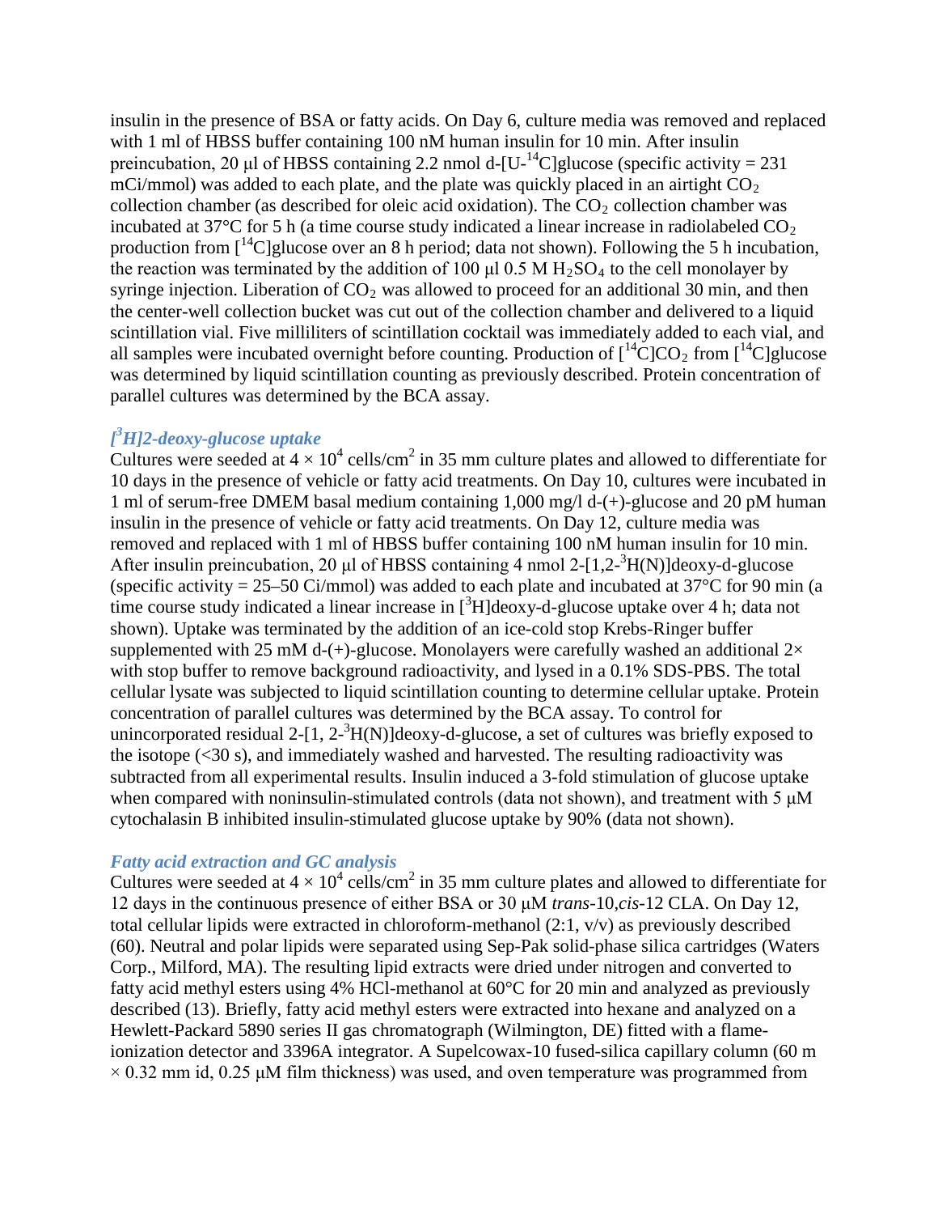insulin in the presence of BSA or fatty acids. On Day 6, culture media was removed and replaced with 1 ml of HBSS buffer containing 100 nM human insulin for 10 min. After insulin preincubation, 20 μl of HBSS containing 2.2 nmol d-[U-$^{14}$C]glucose (specific activity = 231 mCi/mmol) was added to each plate, and the plate was quickly placed in an airtight $CO_2$ collection chamber (as described for oleic acid oxidation). The $CO_2$ collection chamber was incubated at 37°C for 5 h (a time course study indicated a linear increase in radiolabeled $CO_2$ production from [$^{14}$C]glucose over an 8 h period; data not shown). Following the 5 h incubation, the reaction was terminated by the addition of 100 μl 0.5 M $H_2SO_4$ to the cell monolayer by syringe injection. Liberation of $CO_2$ was allowed to proceed for an additional 30 min, and then the center-well collection bucket was cut out of the collection chamber and delivered to a liquid scintillation vial. Five milliliters of scintillation cocktail was immediately added to each vial, and all samples were incubated overnight before counting. Production of [$^{14}$C]$CO_2$ from [$^{14}$C]glucose was determined by liquid scintillation counting as previously described. Protein concentration of parallel cultures was determined by the BCA assay.

### *[$^3$H]2-deoxy-glucose uptake*

Cultures were seeded at $4 \times 10^4$ cells/cm$^2$ in 35 mm culture plates and allowed to differentiate for 10 days in the presence of vehicle or fatty acid treatments. On Day 10, cultures were incubated in 1 ml of serum-free DMEM basal medium containing 1,000 mg/l d-(+)-glucose and 20 pM human insulin in the presence of vehicle or fatty acid treatments. On Day 12, culture media was removed and replaced with 1 ml of HBSS buffer containing 100 nM human insulin for 10 min. After insulin preincubation, 20 μl of HBSS containing 4 nmol 2-[1,2-$^3$H(N)]deoxy-d-glucose (specific activity = 25–50 Ci/mmol) was added to each plate and incubated at 37°C for 90 min (a time course study indicated a linear increase in [$^3$H]deoxy-d-glucose uptake over 4 h; data not shown). Uptake was terminated by the addition of an ice-cold stop Krebs-Ringer buffer supplemented with 25 mM d-(+)-glucose. Monolayers were carefully washed an additional 2× with stop buffer to remove background radioactivity, and lysed in a 0.1% SDS-PBS. The total cellular lysate was subjected to liquid scintillation counting to determine cellular uptake. Protein concentration of parallel cultures was determined by the BCA assay. To control for unincorporated residual 2-[1, 2-$^3$H(N)]deoxy-d-glucose, a set of cultures was briefly exposed to the isotope (<30 s), and immediately washed and harvested. The resulting radioactivity was subtracted from all experimental results. Insulin induced a 3-fold stimulation of glucose uptake when compared with noninsulin-stimulated controls (data not shown), and treatment with 5 μM cytochalasin B inhibited insulin-stimulated glucose uptake by 90% (data not shown).

### *Fatty acid extraction and GC analysis*

Cultures were seeded at $4 \times 10^4$ cells/cm$^2$ in 35 mm culture plates and allowed to differentiate for 12 days in the continuous presence of either BSA or 30 μM *trans*-10,*cis*-12 CLA. On Day 12, total cellular lipids were extracted in chloroform-methanol (2:1, v/v) as previously described (60). Neutral and polar lipids were separated using Sep-Pak solid-phase silica cartridges (Waters Corp., Milford, MA). The resulting lipid extracts were dried under nitrogen and converted to fatty acid methyl esters using 4% HCl-methanol at 60°C for 20 min and analyzed as previously described (13). Briefly, fatty acid methyl esters were extracted into hexane and analyzed on a Hewlett-Packard 5890 series II gas chromatograph (Wilmington, DE) fitted with a flame-ionization detector and 3396A integrator. A Supelcowax-10 fused-silica capillary column (60 m × 0.32 mm id, 0.25 μM film thickness) was used, and oven temperature was programmed from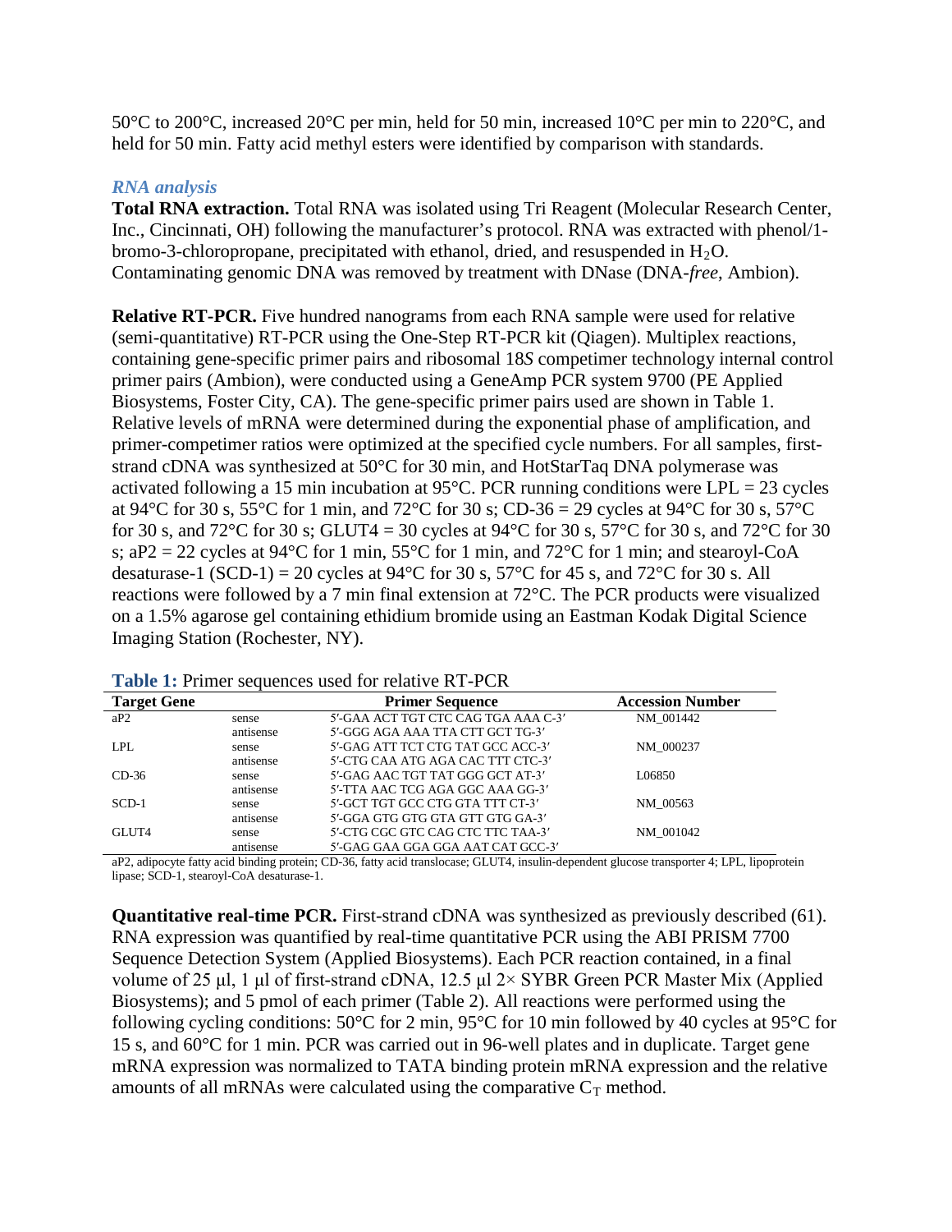50°C to 200°C, increased 20°C per min, held for 50 min, increased 10°C per min to 220°C, and held for 50 min. Fatty acid methyl esters were identified by comparison with standards.

### *RNA analysis*

**Total RNA extraction.** Total RNA was isolated using Tri Reagent (Molecular Research Center, Inc., Cincinnati, OH) following the manufacturer's protocol. RNA was extracted with phenol/1-bromo-3-chloropropane, precipitated with ethanol, dried, and resuspended in $H_2O$. Contaminating genomic DNA was removed by treatment with DNase (DNA-*free*, Ambion).

**Relative RT-PCR.** Five hundred nanograms from each RNA sample were used for relative (semi-quantitative) RT-PCR using the One-Step RT-PCR kit (Qiagen). Multiplex reactions, containing gene-specific primer pairs and ribosomal 18*S* competimer technology internal control primer pairs (Ambion), were conducted using a GeneAmp PCR system 9700 (PE Applied Biosystems, Foster City, CA). The gene-specific primer pairs used are shown in Table 1. Relative levels of mRNA were determined during the exponential phase of amplification, and primer-competimer ratios were optimized at the specified cycle numbers. For all samples, first-strand cDNA was synthesized at 50°C for 30 min, and HotStarTaq DNA polymerase was activated following a 15 min incubation at 95°C. PCR running conditions were LPL = 23 cycles at 94°C for 30 s, 55°C for 1 min, and 72°C for 30 s; CD-36 = 29 cycles at 94°C for 30 s, 57°C for 30 s, and 72°C for 30 s; GLUT4 = 30 cycles at 94°C for 30 s, 57°C for 30 s, and 72°C for 30 s; aP2 = 22 cycles at 94°C for 1 min, 55°C for 1 min, and 72°C for 1 min; and stearoyl-CoA desaturase-1 (SCD-1) = 20 cycles at 94°C for 30 s, 57°C for 45 s, and 72°C for 30 s. All reactions were followed by a 7 min final extension at 72°C. The PCR products were visualized on a 1.5% agarose gel containing ethidium bromide using an Eastman Kodak Digital Science Imaging Station (Rochester, NY).

**Table 1:** Primer sequences used for relative RT-PCR

| Target Gene | | Primer Sequence | Accession Number |
|---|---|---|---|
| aP2 | sense | 5′-GAA ACT TGT CTC CAG TGA AAA C-3′ | NM_001442 |
| | antisense | 5′-GGG AGA AAA TTA CTT GCT TG-3′ | |
| LPL | sense | 5′-GAG ATT TCT CTG TAT GCC ACC-3′ | NM_000237 |
| | antisense | 5′-CTG CAA ATG AGA CAC TTT CTC-3′ | |
| CD-36 | sense | 5′-GAG AAC TGT TAT GGG GCT AT-3′ | L06850 |
| | antisense | 5′-TTA AAC TCG AGA GGC AAA GG-3′ | |
| SCD-1 | sense | 5′-GCT TGT GCC CTG GTA TTT CT-3′ | NM_00563 |
| | antisense | 5′-GGA GTG GTG GTA GTT GTG GA-3′ | |
| GLUT4 | sense | 5′-CTG CGC GTC CAG CTC TTC TAA-3′ | NM_001042 |
| | antisense | 5′-GAG GAA GGA GGA AAT CAT GCC-3′ | |

aP2, adipocyte fatty acid binding protein; CD-36, fatty acid translocase; GLUT4, insulin-dependent glucose transporter 4; LPL, lipoprotein lipase; SCD-1, stearoyl-CoA desaturase-1.

**Quantitative real-time PCR.** First-strand cDNA was synthesized as previously described (61). RNA expression was quantified by real-time quantitative PCR using the ABI PRISM 7700 Sequence Detection System (Applied Biosystems). Each PCR reaction contained, in a final volume of 25 μl, 1 μl of first-strand cDNA, 12.5 μl 2× SYBR Green PCR Master Mix (Applied Biosystems); and 5 pmol of each primer (Table 2). All reactions were performed using the following cycling conditions: 50°C for 2 min, 95°C for 10 min followed by 40 cycles at 95°C for 15 s, and 60°C for 1 min. PCR was carried out in 96-well plates and in duplicate. Target gene mRNA expression was normalized to TATA binding protein mRNA expression and the relative amounts of all mRNAs were calculated using the comparative $C_T$ method.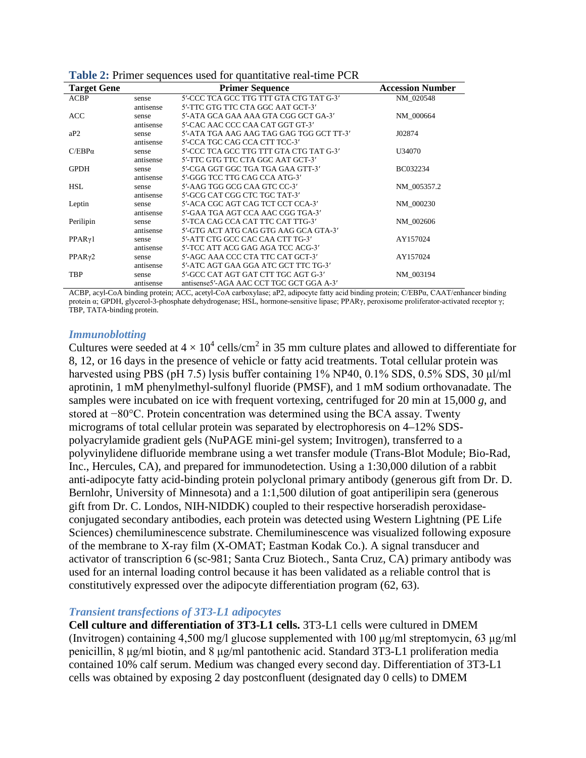**Table 2:** Primer sequences used for quantitative real-time PCR

| Target Gene | | Primer Sequence | Accession Number |
|---|---|---|---|
| ACBP | sense | 5′-CCC TCA GCC TTG TTT GTA CTG TAT G-3′ | NM_020548 |
| | antisense | 5′-TTC GTG TTC CTA GGC AAT GCT-3′ | |
| ACC | sense | 5′-ATA GCA GAA AAA GTA CGG GCT GA-3′ | NM_000664 |
| | antisense | 5′-CAC AAC CCC CAA CAT GGT GT-3′ | |
| aP2 | sense | 5′-ATA TGA AAG AAG TAG GAG TGG GCT TT-3′ | J02874 |
| | antisense | 5′-CCA TGC CAG CCA CTT TCC-3′ | |
| C/EBPα | sense | 5′-CCC TCA GCC TTG TTT GTA CTG TAT G-3′ | U34070 |
| | antisense | 5′-TTC GTG TTC CTA GGC AAT GCT-3′ | |
| GPDH | sense | 5′-CGA GGT GGC TGA TGA GAA GTT-3′ | BC032234 |
| | antisense | 5′-GGG TCC TTG CAG CCA ATG-3′ | |
| HSL | sense | 5′-AAG TGG GCG CAA GTC CC-3′ | NM_005357.2 |
| | antisense | 5′-GCG CAT CGG CTC TGC TAT-3′ | |
| Leptin | sense | 5′-ACA CGC AGT CAG TCT CCT CCA-3′ | NM_000230 |
| | antisense | 5′-GAA TGA AGT CCA AAC CGG TGA-3′ | |
| Perilipin | sense | 5′-TCA CAG CCA CAT TTC CAT TTG-3′ | NM_002606 |
| | antisense | 5′-GTG ACT ATG CAG GTG AAG GCA GTA-3′ | |
| PPARγ1 | sense | 5′-ATT CTG GCC CAC CAA CTT TG-3′ | AY157024 |
| | antisense | 5′-TCC ATT ACG GAG AGA TCC ACG-3′ | |
| PPARγ2 | sense | 5′-AGC AAA CCC CTA TTC CAT GCT-3′ | AY157024 |
| | antisense | 5′-ATC AGT GAA GGA ATC GCT TTC TG-3′ | |
| TBP | sense | 5′-GCC CAT AGT GAT CTT TGC AGT G-3′ | NM_003194 |
| | antisense | antisense5′-AGA AAC CCT TGC GCT GGA A-3′ | |

ACBP, acyl-CoA binding protein; ACC, acetyl-CoA carboxylase; aP2, adipocyte fatty acid binding protein; C/EBPα, CAAT/enhancer binding protein α; GPDH, glycerol-3-phosphate dehydrogenase; HSL, hormone-sensitive lipase; PPARγ, peroxisome proliferator-activated receptor γ; TBP, TATA-binding protein.

### *Immunoblotting*

Cultures were seeded at $4 \times 10^4$ cells/cm$^2$ in 35 mm culture plates and allowed to differentiate for 8, 12, or 16 days in the presence of vehicle or fatty acid treatments. Total cellular protein was harvested using PBS (pH 7.5) lysis buffer containing 1% NP40, 0.1% SDS, 0.5% SDS, 30 µl/ml aprotinin, 1 mM phenylmethyl-sulfonyl fluoride (PMSF), and 1 mM sodium orthovanadate. The samples were incubated on ice with frequent vortexing, centrifuged for 20 min at 15,000 *g*, and stored at −80°C. Protein concentration was determined using the BCA assay. Twenty micrograms of total cellular protein was separated by electrophoresis on 4–12% SDS-polyacrylamide gradient gels (NuPAGE mini-gel system; Invitrogen), transferred to a polyvinylidene difluoride membrane using a wet transfer module (Trans-Blot Module; Bio-Rad, Inc., Hercules, CA), and prepared for immunodetection. Using a 1:30,000 dilution of a rabbit anti-adipocyte fatty acid-binding protein polyclonal primary antibody (generous gift from Dr. D. Bernlohr, University of Minnesota) and a 1:1,500 dilution of goat antiperilipin sera (generous gift from Dr. C. Londos, NIH-NIDDK) coupled to their respective horseradish peroxidase-conjugated secondary antibodies, each protein was detected using Western Lightning (PE Life Sciences) chemiluminescence substrate. Chemiluminescence was visualized following exposure of the membrane to X-ray film (X-OMAT; Eastman Kodak Co.). A signal transducer and activator of transcription 6 (sc-981; Santa Cruz Biotech., Santa Cruz, CA) primary antibody was used for an internal loading control because it has been validated as a reliable control that is constitutively expressed over the adipocyte differentiation program (62, 63).

### *Transient transfections of 3T3-L1 adipocytes*

**Cell culture and differentiation of 3T3-L1 cells.** 3T3-L1 cells were cultured in DMEM (Invitrogen) containing 4,500 mg/l glucose supplemented with 100 µg/ml streptomycin, 63 µg/ml penicillin, 8 µg/ml biotin, and 8 µg/ml pantothenic acid. Standard 3T3-L1 proliferation media contained 10% calf serum. Medium was changed every second day. Differentiation of 3T3-L1 cells was obtained by exposing 2 day postconfluent (designated day 0 cells) to DMEM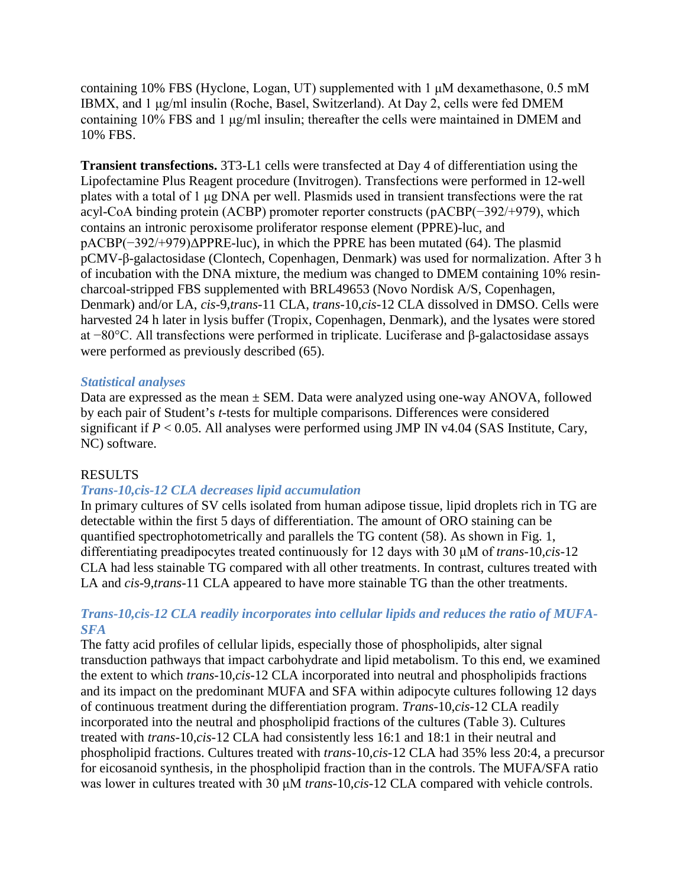containing 10% FBS (Hyclone, Logan, UT) supplemented with 1 μM dexamethasone, 0.5 mM IBMX, and 1 μg/ml insulin (Roche, Basel, Switzerland). At Day 2, cells were fed DMEM containing 10% FBS and 1 μg/ml insulin; thereafter the cells were maintained in DMEM and 10% FBS.

**Transient transfections.** 3T3-L1 cells were transfected at Day 4 of differentiation using the Lipofectamine Plus Reagent procedure (Invitrogen). Transfections were performed in 12-well plates with a total of 1 μg DNA per well. Plasmids used in transient transfections were the rat acyl-CoA binding protein (ACBP) promoter reporter constructs (pACBP(−392/+979), which contains an intronic peroxisome proliferator response element (PPRE)-luc, and pACBP(−392/+979)ΔPPRE-luc), in which the PPRE has been mutated (64). The plasmid pCMV-β-galactosidase (Clontech, Copenhagen, Denmark) was used for normalization. After 3 h of incubation with the DNA mixture, the medium was changed to DMEM containing 10% resin-charcoal-stripped FBS supplemented with BRL49653 (Novo Nordisk A/S, Copenhagen, Denmark) and/or LA, *cis*-9,*trans*-11 CLA, *trans*-10,*cis*-12 CLA dissolved in DMSO. Cells were harvested 24 h later in lysis buffer (Tropix, Copenhagen, Denmark), and the lysates were stored at −80°C. All transfections were performed in triplicate. Luciferase and β-galactosidase assays were performed as previously described (65).

### *Statistical analyses*

Data are expressed as the mean ± SEM. Data were analyzed using one-way ANOVA, followed by each pair of Student's *t*-tests for multiple comparisons. Differences were considered significant if $P < 0.05$. All analyses were performed using JMP IN v4.04 (SAS Institute, Cary, NC) software.

## RESULTS

### *Trans-10,cis-12 CLA decreases lipid accumulation*

In primary cultures of SV cells isolated from human adipose tissue, lipid droplets rich in TG are detectable within the first 5 days of differentiation. The amount of ORO staining can be quantified spectrophotometrically and parallels the TG content (58). As shown in Fig. 1, differentiating preadipocytes treated continuously for 12 days with 30 μM of *trans*-10,*cis*-12 CLA had less stainable TG compared with all other treatments. In contrast, cultures treated with LA and *cis*-9,*trans*-11 CLA appeared to have more stainable TG than the other treatments.

### *Trans-10,cis-12 CLA readily incorporates into cellular lipids and reduces the ratio of MUFA-SFA*

The fatty acid profiles of cellular lipids, especially those of phospholipids, alter signal transduction pathways that impact carbohydrate and lipid metabolism. To this end, we examined the extent to which *trans*-10,*cis*-12 CLA incorporated into neutral and phospholipids fractions and its impact on the predominant MUFA and SFA within adipocyte cultures following 12 days of continuous treatment during the differentiation program. *Trans*-10,*cis*-12 CLA readily incorporated into the neutral and phospholipid fractions of the cultures (Table 3). Cultures treated with *trans*-10,*cis*-12 CLA had consistently less 16:1 and 18:1 in their neutral and phospholipid fractions. Cultures treated with *trans*-10,*cis*-12 CLA had 35% less 20:4, a precursor for eicosanoid synthesis, in the phospholipid fraction than in the controls. The MUFA/SFA ratio was lower in cultures treated with 30 μM *trans*-10,*cis*-12 CLA compared with vehicle controls.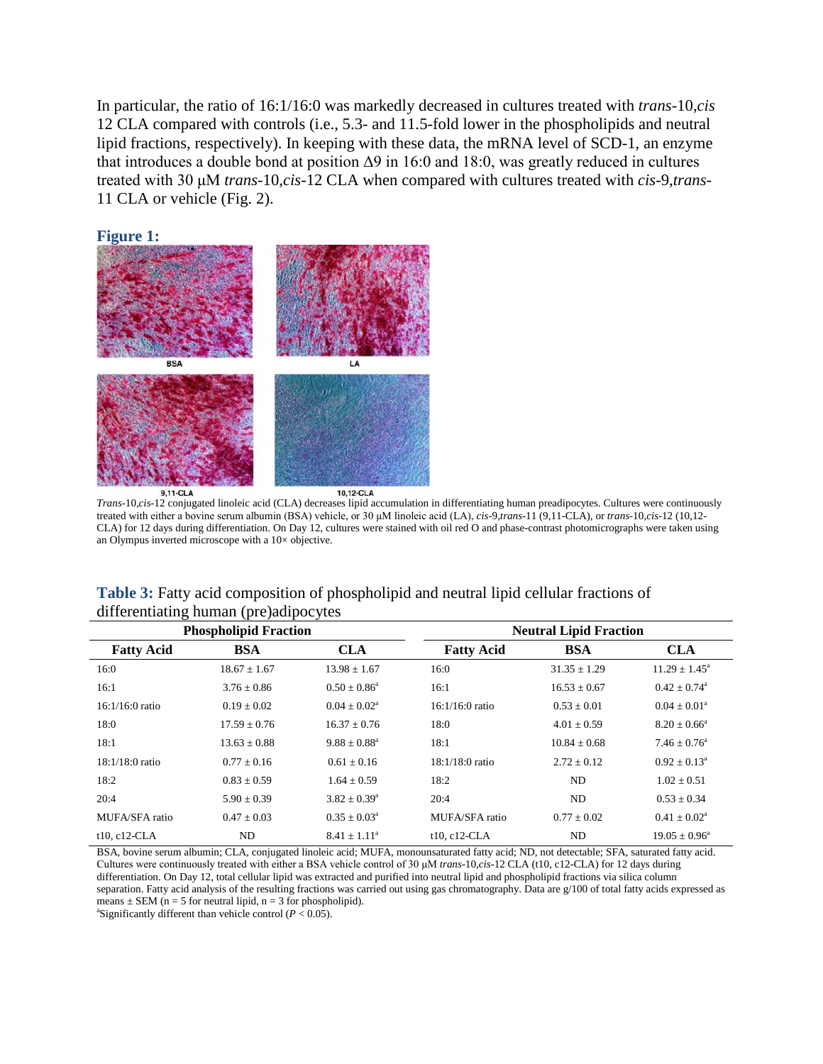In particular, the ratio of 16:1/16:0 was markedly decreased in cultures treated with *trans*-10,*cis* 12 CLA compared with controls (i.e., 5.3- and 11.5-fold lower in the phospholipids and neutral lipid fractions, respectively). In keeping with these data, the mRNA level of SCD-1, an enzyme that introduces a double bond at position Δ9 in 16:0 and 18:0, was greatly reduced in cultures treated with 30 μM *trans*-10,*cis*-12 CLA when compared with cultures treated with *cis*-9,*trans*-11 CLA or vehicle (Fig. 2).

**Figure 1:**

*Trans*-10,*cis*-12 conjugated linoleic acid (CLA) decreases lipid accumulation in differentiating human preadipocytes. Cultures were continuously treated with either a bovine serum albumin (BSA) vehicle, or 30 μM linoleic acid (LA), *cis*-9,*trans*-11 (9,11-CLA), or *trans*-10,*cis*-12 (10,12-CLA) for 12 days during differentiation. On Day 12, cultures were stained with oil red O and phase-contrast photomicrographs were taken using an Olympus inverted microscope with a 10× objective.

**Table 3:** Fatty acid composition of phospholipid and neutral lipid cellular fractions of differentiating human (pre)adipocytes

| Phospholipid Fraction | | | Neutral Lipid Fraction | | |
|---|---|---|---|---|---|
| **Fatty Acid** | **BSA** | **CLA** | **Fatty Acid** | **BSA** | **CLA** |
| 16:0 | 18.67 ± 1.67 | 13.98 ± 1.67 | 16:0 | 31.35 ± 1.29 | 11.29 ± 1.45[a] |
| 16:1 | 3.76 ± 0.86 | 0.50 ± 0.86[a] | 16:1 | 16.53 ± 0.67 | 0.42 ± 0.74[a] |
| 16:1/16:0 ratio | 0.19 ± 0.02 | 0.04 ± 0.02[a] | 16:1/16:0 ratio | 0.53 ± 0.01 | 0.04 ± 0.01[a] |
| 18:0 | 17.59 ± 0.76 | 16.37 ± 0.76 | 18:0 | 4.01 ± 0.59 | 8.20 ± 0.66[a] |
| 18:1 | 13.63 ± 0.88 | 9.88 ± 0.88[a] | 18:1 | 10.84 ± 0.68 | 7.46 ± 0.76[a] |
| 18:1/18:0 ratio | 0.77 ± 0.16 | 0.61 ± 0.16 | 18:1/18:0 ratio | 2.72 ± 0.12 | 0.92 ± 0.13[a] |
| 18:2 | 0.83 ± 0.59 | 1.64 ± 0.59 | 18:2 | ND | 1.02 ± 0.51 |
| 20:4 | 5.90 ± 0.39 | 3.82 ± 0.39[a] | 20:4 | ND | 0.53 ± 0.34 |
| MUFA/SFA ratio | 0.47 ± 0.03 | 0.35 ± 0.03[a] | MUFA/SFA ratio | 0.77 ± 0.02 | 0.41 ± 0.02[a] |
| t10, c12-CLA | ND | 8.41 ± 1.11[a] | t10, c12-CLA | ND | 19.05 ± 0.96[a] |

BSA, bovine serum albumin; CLA, conjugated linoleic acid; MUFA, monounsaturated fatty acid; ND, not detectable; SFA, saturated fatty acid. Cultures were continuously treated with either a BSA vehicle control of 30 μM *trans*-10,*cis*-12 CLA (t10, c12-CLA) for 12 days during differentiation. On Day 12, total cellular lipid was extracted and purified into neutral lipid and phospholipid fractions via silica column separation. Fatty acid analysis of the resulting fractions was carried out using gas chromatography. Data are g/100 of total fatty acids expressed as means ± SEM (n = 5 for neutral lipid, n = 3 for phospholipid).

[a]Significantly different than vehicle control ($P < 0.05$).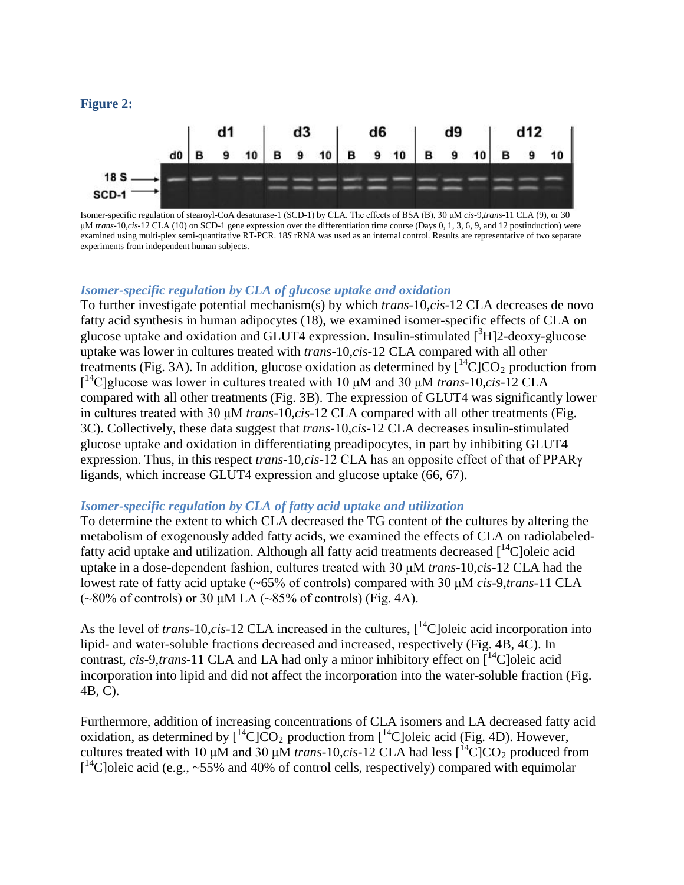**Figure 2:**

Isomer-specific regulation of stearoyl-CoA desaturase-1 (SCD-1) by CLA. The effects of BSA (B), 30 μM *cis*-9,*trans*-11 CLA (9), or 30 μM *trans*-10,*cis*-12 CLA (10) on SCD-1 gene expression over the differentiation time course (Days 0, 1, 3, 6, 9, and 12 postinduction) were examined using multi-plex semi-quantitative RT-PCR. 18*S* rRNA was used as an internal control. Results are representative of two separate experiments from independent human subjects.

### *Isomer-specific regulation by CLA of glucose uptake and oxidation*

To further investigate potential mechanism(s) by which *trans*-10,*cis*-12 CLA decreases de novo fatty acid synthesis in human adipocytes (18), we examined isomer-specific effects of CLA on glucose uptake and oxidation and GLUT4 expression. Insulin-stimulated [$^{3}$H]2-deoxy-glucose uptake was lower in cultures treated with *trans*-10,*cis*-12 CLA compared with all other treatments (Fig. 3A). In addition, glucose oxidation as determined by [$^{14}$C]$CO_2$ production from [$^{14}$C]glucose was lower in cultures treated with 10 μM and 30 μM *trans*-10,*cis*-12 CLA compared with all other treatments (Fig. 3B). The expression of GLUT4 was significantly lower in cultures treated with 30 μM *trans*-10,*cis*-12 CLA compared with all other treatments (Fig. 3C). Collectively, these data suggest that *trans*-10,*cis*-12 CLA decreases insulin-stimulated glucose uptake and oxidation in differentiating preadipocytes, in part by inhibiting GLUT4 expression. Thus, in this respect *trans*-10,*cis*-12 CLA has an opposite effect of that of PPARγ ligands, which increase GLUT4 expression and glucose uptake (66, 67).

### *Isomer-specific regulation by CLA of fatty acid uptake and utilization*

To determine the extent to which CLA decreased the TG content of the cultures by altering the metabolism of exogenously added fatty acids, we examined the effects of CLA on radiolabeled-fatty acid uptake and utilization. Although all fatty acid treatments decreased [$^{14}$C]oleic acid uptake in a dose-dependent fashion, cultures treated with 30 μM *trans*-10,*cis*-12 CLA had the lowest rate of fatty acid uptake (~65% of controls) compared with 30 μM *cis*-9,*trans*-11 CLA (~80% of controls) or 30 μM LA (~85% of controls) (Fig. 4A).

As the level of *trans*-10,*cis*-12 CLA increased in the cultures, [$^{14}$C]oleic acid incorporation into lipid- and water-soluble fractions decreased and increased, respectively (Fig. 4B, 4C). In contrast, *cis*-9,*trans*-11 CLA and LA had only a minor inhibitory effect on [$^{14}$C]oleic acid incorporation into lipid and did not affect the incorporation into the water-soluble fraction (Fig. 4B, C).

Furthermore, addition of increasing concentrations of CLA isomers and LA decreased fatty acid oxidation, as determined by [$^{14}$C]$CO_2$ production from [$^{14}$C]oleic acid (Fig. 4D). However, cultures treated with 10 μM and 30 μM *trans*-10,*cis*-12 CLA had less [$^{14}$C]$CO_2$ produced from [$^{14}$C]oleic acid (e.g., ~55% and 40% of control cells, respectively) compared with equimolar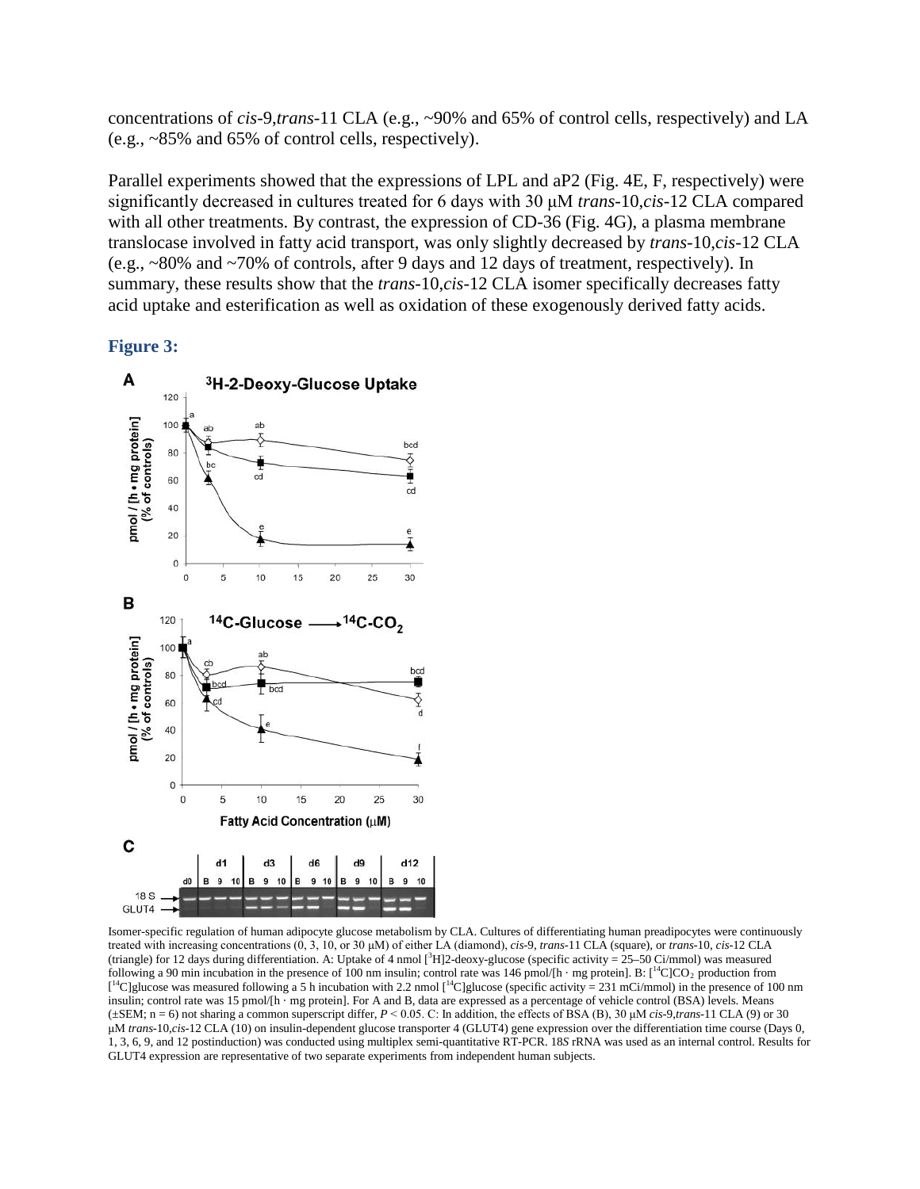concentrations of *cis*-9,*trans*-11 CLA (e.g., ~90% and 65% of control cells, respectively) and LA (e.g., ~85% and 65% of control cells, respectively).

Parallel experiments showed that the expressions of LPL and aP2 (Fig. 4E, F, respectively) were significantly decreased in cultures treated for 6 days with 30 μM *trans*-10,*cis*-12 CLA compared with all other treatments. By contrast, the expression of CD-36 (Fig. 4G), a plasma membrane translocase involved in fatty acid transport, was only slightly decreased by *trans*-10,*cis*-12 CLA (e.g., ~80% and ~70% of controls, after 9 days and 12 days of treatment, respectively). In summary, these results show that the *trans*-10,*cis*-12 CLA isomer specifically decreases fatty acid uptake and esterification as well as oxidation of these exogenously derived fatty acids.

### Figure 3:

Isomer-specific regulation of human adipocyte glucose metabolism by CLA. Cultures of differentiating human preadipocytes were continuously treated with increasing concentrations (0, 3, 10, or 30 μM) of either LA (diamond), *cis*-9, *trans*-11 CLA (square), or *trans*-10, *cis*-12 CLA (triangle) for 12 days during differentiation. A: Uptake of 4 nmol [$^3$H]2-deoxy-glucose (specific activity = 25–50 Ci/mmol) was measured following a 90 min incubation in the presence of 100 nm insulin; control rate was 146 pmol/[h · mg protein]. B: [$^{14}$C]$CO_2$ production from [$^{14}$C]glucose was measured following a 5 h incubation with 2.2 nmol [$^{14}$C]glucose (specific activity = 231 mCi/mmol) in the presence of 100 nm insulin; control rate was 15 pmol/[h · mg protein]. For A and B, data are expressed as a percentage of vehicle control (BSA) levels. Means (±SEM; n = 6) not sharing a common superscript differ, $P < 0.05$. C: In addition, the effects of BSA (B), 30 μM *cis*-9,*trans*-11 CLA (9) or 30 μM *trans*-10,*cis*-12 CLA (10) on insulin-dependent glucose transporter 4 (GLUT4) gene expression over the differentiation time course (Days 0, 1, 3, 6, 9, and 12 postinduction) was conducted using multiplex semi-quantitative RT-PCR. 18*S* rRNA was used as an internal control. Results for GLUT4 expression are representative of two separate experiments from independent human subjects.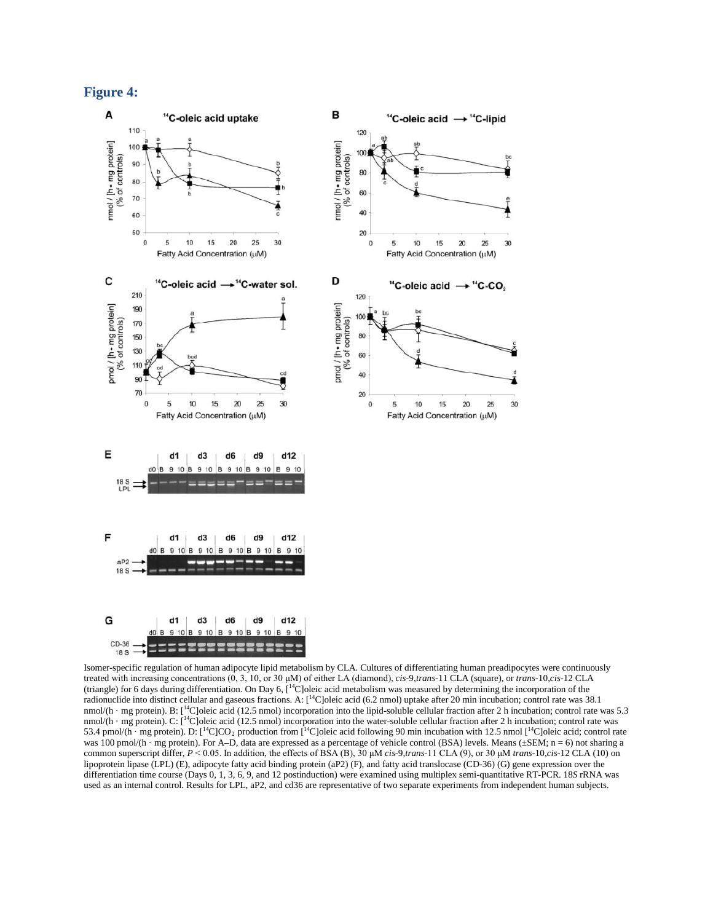## Figure 4:

Isomer-specific regulation of human adipocyte lipid metabolism by CLA. Cultures of differentiating human preadipocytes were continuously treated with increasing concentrations (0, 3, 10, or 30 μM) of either LA (diamond), *cis*-9,*trans*-11 CLA (square), or *trans*-10,*cis*-12 CLA (triangle) for 6 days during differentiation. On Day 6, [$^{14}$C]oleic acid metabolism was measured by determining the incorporation of the radionuclide into distinct cellular and gaseous fractions. A: [$^{14}$C]oleic acid (6.2 nmol) uptake after 20 min incubation; control rate was 38.1 nmol/(h · mg protein). B: [$^{14}$C]oleic acid (12.5 nmol) incorporation into the lipid-soluble cellular fraction after 2 h incubation; control rate was 5.3 nmol/(h · mg protein). C: [$^{14}$C]oleic acid (12.5 nmol) incorporation into the water-soluble cellular fraction after 2 h incubation; control rate was 53.4 pmol/(h · mg protein). D: [$^{14}$C]$CO_2$ production from [$^{14}$C]oleic acid following 90 min incubation with 12.5 nmol [$^{14}$C]oleic acid; control rate was 100 pmol/(h · mg protein). For A–D, data are expressed as a percentage of vehicle control (BSA) levels. Means (±SEM; n = 6) not sharing a common superscript differ, $P < 0.05$. In addition, the effects of BSA (B), 30 μM *cis*-9,*trans*-11 CLA (9), or 30 μM *trans*-10,*cis*-12 CLA (10) on lipoprotein lipase (LPL) (E), adipocyte fatty acid binding protein (aP2) (F), and fatty acid translocase (CD-36) (G) gene expression over the differentiation time course (Days 0, 1, 3, 6, 9, and 12 postinduction) were examined using multiplex semi-quantitative RT-PCR. 18*S* rRNA was used as an internal control. Results for LPL, aP2, and cd36 are representative of two separate experiments from independent human subjects.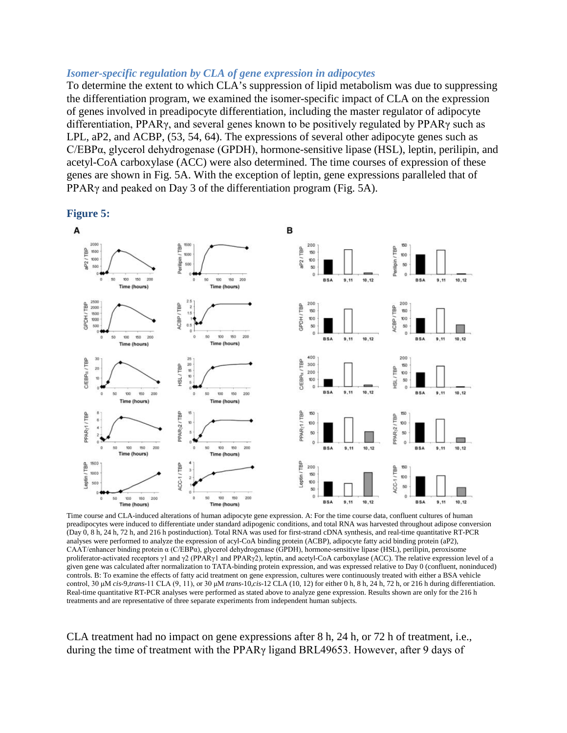### *Isomer-specific regulation by CLA of gene expression in adipocytes*

To determine the extent to which CLA's suppression of lipid metabolism was due to suppressing the differentiation program, we examined the isomer-specific impact of CLA on the expression of genes involved in preadipocyte differentiation, including the master regulator of adipocyte differentiation, PPARγ, and several genes known to be positively regulated by PPARγ such as LPL, aP2, and ACBP, (53, 54, 64). The expressions of several other adipocyte genes such as C/EBPα, glycerol dehydrogenase (GPDH), hormone-sensitive lipase (HSL), leptin, perilipin, and acetyl-CoA carboxylase (ACC) were also determined. The time courses of expression of these genes are shown in Fig. 5A. With the exception of leptin, gene expressions paralleled that of PPARγ and peaked on Day 3 of the differentiation program (Fig. 5A).

**Figure 5:**

Time course and CLA-induced alterations of human adipocyte gene expression. A: For the time course data, confluent cultures of human preadipocytes were induced to differentiate under standard adipogenic conditions, and total RNA was harvested throughout adipose conversion (Day 0, 8 h, 24 h, 72 h, and 216 h postinduction). Total RNA was used for first-strand cDNA synthesis, and real-time quantitative RT-PCR analyses were performed to analyze the expression of acyl-CoA binding protein (ACBP), adipocyte fatty acid binding protein (aP2), CAAT/enhancer binding protein α (C/EBPα), glycerol dehydrogenase (GPDH), hormone-sensitive lipase (HSL), perilipin, peroxisome proliferator-activated receptors γ1 and γ2 (PPARγ1 and PPARγ2), leptin, and acetyl-CoA carboxylase (ACC). The relative expression level of a given gene was calculated after normalization to TATA-binding protein expression, and was expressed relative to Day 0 (confluent, noninduced) controls. B: To examine the effects of fatty acid treatment on gene expression, cultures were continuously treated with either a BSA vehicle control, 30 μM *cis*-9,*trans*-11 CLA (9, 11), or 30 μM *trans*-10,*cis*-12 CLA (10, 12) for either 0 h, 8 h, 24 h, 72 h, or 216 h during differentiation. Real-time quantitative RT-PCR analyses were performed as stated above to analyze gene expression. Results shown are only for the 216 h treatments and are representative of three separate experiments from independent human subjects.

CLA treatment had no impact on gene expressions after 8 h, 24 h, or 72 h of treatment, i.e., during the time of treatment with the PPARγ ligand BRL49653. However, after 9 days of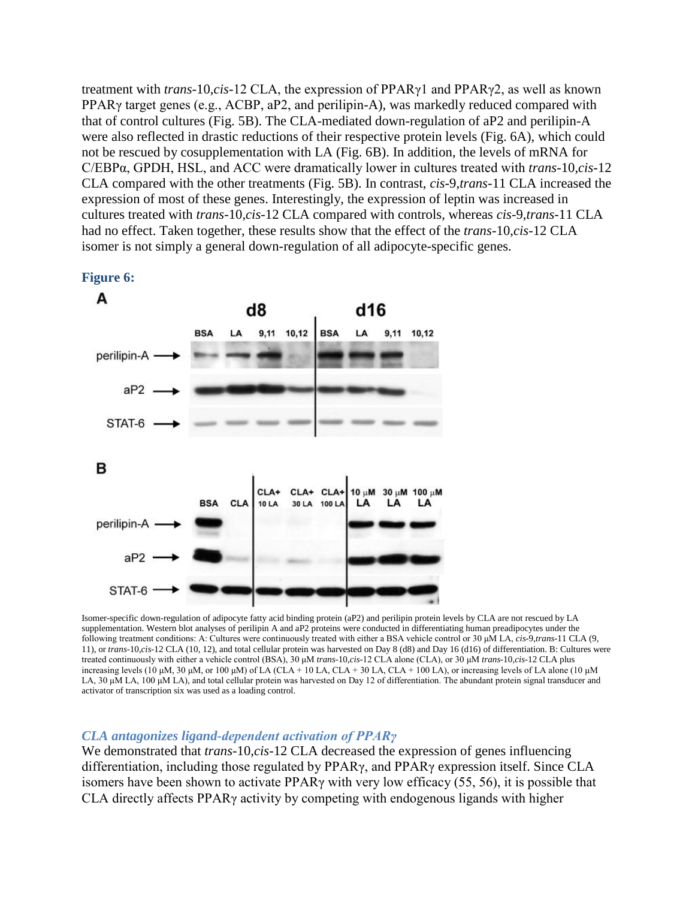treatment with *trans*-10,*cis*-12 CLA, the expression of PPARγ1 and PPARγ2, as well as known PPARγ target genes (e.g., ACBP, aP2, and perilipin-A), was markedly reduced compared with that of control cultures (Fig. 5B). The CLA-mediated down-regulation of aP2 and perilipin-A were also reflected in drastic reductions of their respective protein levels (Fig. 6A), which could not be rescued by cosupplementation with LA (Fig. 6B). In addition, the levels of mRNA for C/EBPα, GPDH, HSL, and ACC were dramatically lower in cultures treated with *trans*-10,*cis*-12 CLA compared with the other treatments (Fig. 5B). In contrast, *cis*-9,*trans*-11 CLA increased the expression of most of these genes. Interestingly, the expression of leptin was increased in cultures treated with *trans*-10,*cis*-12 CLA compared with controls, whereas *cis*-9,*trans*-11 CLA had no effect. Taken together, these results show that the effect of the *trans*-10,*cis*-12 CLA isomer is not simply a general down-regulation of all adipocyte-specific genes.

**Figure 6:**

Isomer-specific down-regulation of adipocyte fatty acid binding protein (aP2) and perilipin protein levels by CLA are not rescued by LA supplementation. Western blot analyses of perilipin A and aP2 proteins were conducted in differentiating human preadipocytes under the following treatment conditions: A: Cultures were continuously treated with either a BSA vehicle control or 30 μM LA, *cis*-9,*trans*-11 CLA (9, 11), or *trans*-10,*cis*-12 CLA (10, 12), and total cellular protein was harvested on Day 8 (d8) and Day 16 (d16) of differentiation. B: Cultures were treated continuously with either a vehicle control (BSA), 30 μM *trans*-10,*cis*-12 CLA alone (CLA), or 30 μM *trans*-10,*cis*-12 CLA plus increasing levels (10 μM, 30 μM, or 100 μM) of LA (CLA + 10 LA, CLA + 30 LA, CLA + 100 LA), or increasing levels of LA alone (10 μM LA, 30 μM LA, 100 μM LA), and total cellular protein was harvested on Day 12 of differentiation. The abundant protein signal transducer and activator of transcription six was used as a loading control.

### *CLA antagonizes ligand-dependent activation of PPARγ*

We demonstrated that *trans*-10,*cis*-12 CLA decreased the expression of genes influencing differentiation, including those regulated by PPARγ, and PPARγ expression itself. Since CLA isomers have been shown to activate PPARγ with very low efficacy (55, 56), it is possible that CLA directly affects PPARγ activity by competing with endogenous ligands with higher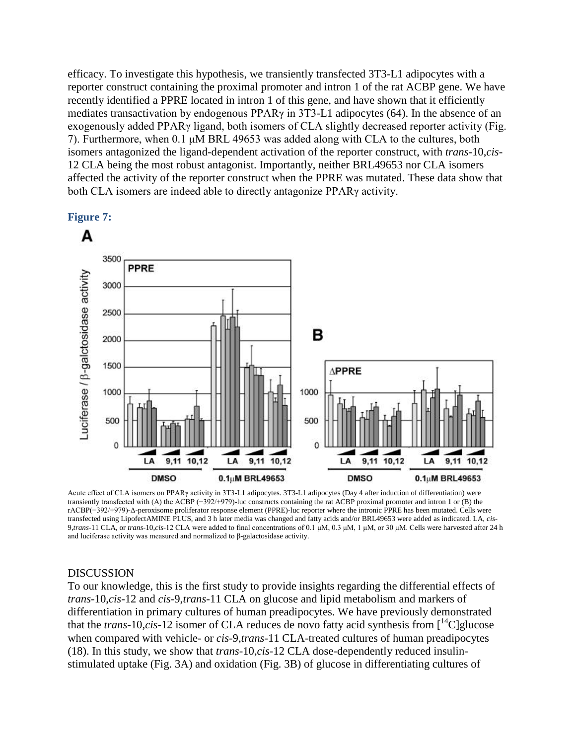efficacy. To investigate this hypothesis, we transiently transfected 3T3-L1 adipocytes with a reporter construct containing the proximal promoter and intron 1 of the rat ACBP gene. We have recently identified a PPRE located in intron 1 of this gene, and have shown that it efficiently mediates transactivation by endogenous PPARγ in 3T3-L1 adipocytes (64). In the absence of an exogenously added PPARγ ligand, both isomers of CLA slightly decreased reporter activity (Fig. 7). Furthermore, when 0.1 μM BRL 49653 was added along with CLA to the cultures, both isomers antagonized the ligand-dependent activation of the reporter construct, with *trans*-10,*cis*-12 CLA being the most robust antagonist. Importantly, neither BRL49653 nor CLA isomers affected the activity of the reporter construct when the PPRE was mutated. These data show that both CLA isomers are indeed able to directly antagonize PPARγ activity.

**Figure 7:**

Acute effect of CLA isomers on PPARγ activity in 3T3-L1 adipocytes. 3T3-L1 adipocytes (Day 4 after induction of differentiation) were transiently transfected with (A) the ACBP (−392/+979)-luc constructs containing the rat ACBP proximal promoter and intron 1 or (B) the rACBP(−392/+979)-Δ-peroxisome proliferator response element (PPRE)-luc reporter where the intronic PPRE has been mutated. Cells were transfected using LipofectAMINE PLUS, and 3 h later media was changed and fatty acids and/or BRL49653 were added as indicated. LA, *cis*-9,*trans*-11 CLA, or *trans*-10,*cis*-12 CLA were added to final concentrations of 0.1 μM, 0.3 μM, 1 μM, or 30 μM. Cells were harvested after 24 h and luciferase activity was measured and normalized to β-galactosidase activity.

## DISCUSSION

To our knowledge, this is the first study to provide insights regarding the differential effects of *trans*-10,*cis*-12 and *cis*-9,*trans*-11 CLA on glucose and lipid metabolism and markers of differentiation in primary cultures of human preadipocytes. We have previously demonstrated that the *trans*-10,*cis*-12 isomer of CLA reduces de novo fatty acid synthesis from [$^{14}$C]glucose when compared with vehicle- or *cis*-9,*trans*-11 CLA-treated cultures of human preadipocytes (18). In this study, we show that *trans*-10,*cis*-12 CLA dose-dependently reduced insulin-stimulated uptake (Fig. 3A) and oxidation (Fig. 3B) of glucose in differentiating cultures of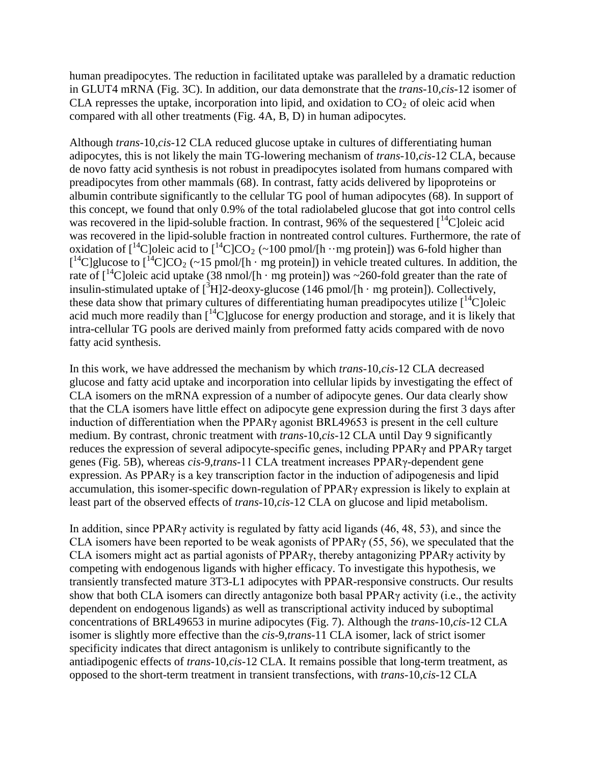human preadipocytes. The reduction in facilitated uptake was paralleled by a dramatic reduction in GLUT4 mRNA (Fig. 3C). In addition, our data demonstrate that the *trans*-10,*cis*-12 isomer of CLA represses the uptake, incorporation into lipid, and oxidation to $CO_2$ of oleic acid when compared with all other treatments (Fig. 4A, B, D) in human adipocytes.

Although *trans*-10,*cis*-12 CLA reduced glucose uptake in cultures of differentiating human adipocytes, this is not likely the main TG-lowering mechanism of *trans*-10,*cis*-12 CLA, because de novo fatty acid synthesis is not robust in preadipocytes isolated from humans compared with preadipocytes from other mammals (68). In contrast, fatty acids delivered by lipoproteins or albumin contribute significantly to the cellular TG pool of human adipocytes (68). In support of this concept, we found that only 0.9% of the total radiolabeled glucose that got into control cells was recovered in the lipid-soluble fraction. In contrast, 96% of the sequestered [$^{14}$C]oleic acid was recovered in the lipid-soluble fraction in nontreated control cultures. Furthermore, the rate of oxidation of [$^{14}$C]oleic acid to [$^{14}$C]$CO_2$ (~100 pmol/[h ··mg protein]) was 6-fold higher than [$^{14}$C]glucose to [$^{14}$C]$CO_2$ (~15 pmol/[h · mg protein]) in vehicle treated cultures. In addition, the rate of [$^{14}$C]oleic acid uptake (38 nmol/[h · mg protein]) was ~260-fold greater than the rate of insulin-stimulated uptake of [$^{3}$H]2-deoxy-glucose (146 pmol/[h · mg protein]). Collectively, these data show that primary cultures of differentiating human preadipocytes utilize [$^{14}$C]oleic acid much more readily than [$^{14}$C]glucose for energy production and storage, and it is likely that intra-cellular TG pools are derived mainly from preformed fatty acids compared with de novo fatty acid synthesis.

In this work, we have addressed the mechanism by which *trans*-10,*cis*-12 CLA decreased glucose and fatty acid uptake and incorporation into cellular lipids by investigating the effect of CLA isomers on the mRNA expression of a number of adipocyte genes. Our data clearly show that the CLA isomers have little effect on adipocyte gene expression during the first 3 days after induction of differentiation when the PPARγ agonist BRL49653 is present in the cell culture medium. By contrast, chronic treatment with *trans*-10,*cis*-12 CLA until Day 9 significantly reduces the expression of several adipocyte-specific genes, including PPARγ and PPARγ target genes (Fig. 5B), whereas *cis*-9,*trans*-11 CLA treatment increases PPARγ-dependent gene expression. As PPARγ is a key transcription factor in the induction of adipogenesis and lipid accumulation, this isomer-specific down-regulation of PPARγ expression is likely to explain at least part of the observed effects of *trans*-10,*cis*-12 CLA on glucose and lipid metabolism.

In addition, since PPARγ activity is regulated by fatty acid ligands (46, 48, 53), and since the CLA isomers have been reported to be weak agonists of PPARγ (55, 56), we speculated that the CLA isomers might act as partial agonists of PPARγ, thereby antagonizing PPARγ activity by competing with endogenous ligands with higher efficacy. To investigate this hypothesis, we transiently transfected mature 3T3-L1 adipocytes with PPAR-responsive constructs. Our results show that both CLA isomers can directly antagonize both basal PPARγ activity (i.e., the activity dependent on endogenous ligands) as well as transcriptional activity induced by suboptimal concentrations of BRL49653 in murine adipocytes (Fig. 7). Although the *trans*-10,*cis*-12 CLA isomer is slightly more effective than the *cis*-9,*trans*-11 CLA isomer, lack of strict isomer specificity indicates that direct antagonism is unlikely to contribute significantly to the antiadipogenic effects of *trans*-10,*cis*-12 CLA. It remains possible that long-term treatment, as opposed to the short-term treatment in transient transfections, with *trans*-10,*cis*-12 CLA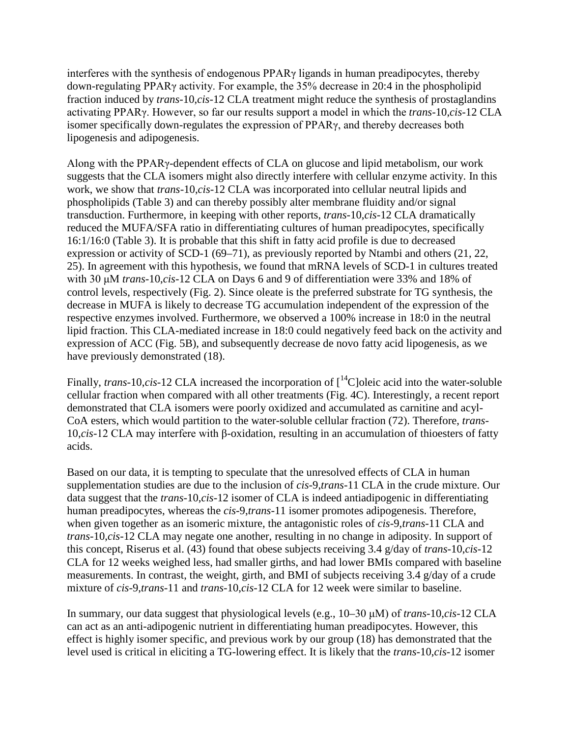interferes with the synthesis of endogenous PPARγ ligands in human preadipocytes, thereby down-regulating PPARγ activity. For example, the 35% decrease in 20:4 in the phospholipid fraction induced by *trans*-10,*cis*-12 CLA treatment might reduce the synthesis of prostaglandins activating PPARγ. However, so far our results support a model in which the *trans*-10,*cis*-12 CLA isomer specifically down-regulates the expression of PPARγ, and thereby decreases both lipogenesis and adipogenesis.

Along with the PPARγ-dependent effects of CLA on glucose and lipid metabolism, our work suggests that the CLA isomers might also directly interfere with cellular enzyme activity. In this work, we show that *trans*-10,*cis*-12 CLA was incorporated into cellular neutral lipids and phospholipids (Table 3) and can thereby possibly alter membrane fluidity and/or signal transduction. Furthermore, in keeping with other reports, *trans*-10,*cis*-12 CLA dramatically reduced the MUFA/SFA ratio in differentiating cultures of human preadipocytes, specifically 16:1/16:0 (Table 3). It is probable that this shift in fatty acid profile is due to decreased expression or activity of SCD-1 (69–71), as previously reported by Ntambi and others (21, 22, 25). In agreement with this hypothesis, we found that mRNA levels of SCD-1 in cultures treated with 30 μM *trans*-10,*cis*-12 CLA on Days 6 and 9 of differentiation were 33% and 18% of control levels, respectively (Fig. 2). Since oleate is the preferred substrate for TG synthesis, the decrease in MUFA is likely to decrease TG accumulation independent of the expression of the respective enzymes involved. Furthermore, we observed a 100% increase in 18:0 in the neutral lipid fraction. This CLA-mediated increase in 18:0 could negatively feed back on the activity and expression of ACC (Fig. 5B), and subsequently decrease de novo fatty acid lipogenesis, as we have previously demonstrated (18).

Finally, *trans*-10,*cis*-12 CLA increased the incorporation of [$^{14}$C]oleic acid into the water-soluble cellular fraction when compared with all other treatments (Fig. 4C). Interestingly, a recent report demonstrated that CLA isomers were poorly oxidized and accumulated as carnitine and acyl-CoA esters, which would partition to the water-soluble cellular fraction (72). Therefore, *trans*-10,*cis*-12 CLA may interfere with β-oxidation, resulting in an accumulation of thioesters of fatty acids.

Based on our data, it is tempting to speculate that the unresolved effects of CLA in human supplementation studies are due to the inclusion of *cis*-9,*trans*-11 CLA in the crude mixture. Our data suggest that the *trans*-10,*cis*-12 isomer of CLA is indeed antiadipogenic in differentiating human preadipocytes, whereas the *cis*-9,*trans*-11 isomer promotes adipogenesis. Therefore, when given together as an isomeric mixture, the antagonistic roles of *cis*-9,*trans*-11 CLA and *trans*-10,*cis*-12 CLA may negate one another, resulting in no change in adiposity. In support of this concept, Riserus et al. (43) found that obese subjects receiving 3.4 g/day of *trans*-10,*cis*-12 CLA for 12 weeks weighed less, had smaller girths, and had lower BMIs compared with baseline measurements. In contrast, the weight, girth, and BMI of subjects receiving 3.4 g/day of a crude mixture of *cis*-9,*trans*-11 and *trans*-10,*cis*-12 CLA for 12 week were similar to baseline.

In summary, our data suggest that physiological levels (e.g., 10–30 μM) of *trans*-10,*cis*-12 CLA can act as an anti-adipogenic nutrient in differentiating human preadipocytes. However, this effect is highly isomer specific, and previous work by our group (18) has demonstrated that the level used is critical in eliciting a TG-lowering effect. It is likely that the *trans*-10,*cis*-12 isomer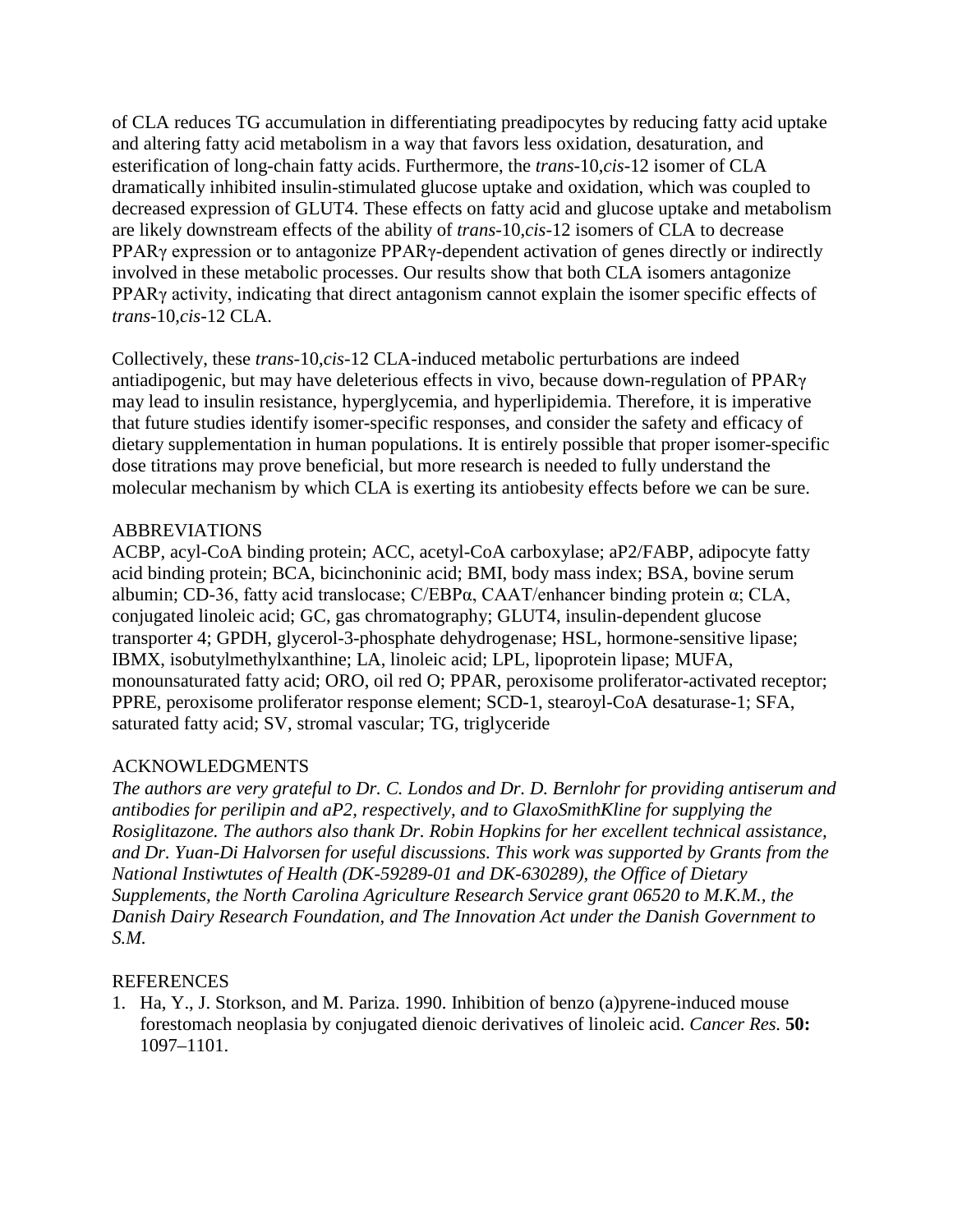of CLA reduces TG accumulation in differentiating preadipocytes by reducing fatty acid uptake and altering fatty acid metabolism in a way that favors less oxidation, desaturation, and esterification of long-chain fatty acids. Furthermore, the *trans*-10,*cis*-12 isomer of CLA dramatically inhibited insulin-stimulated glucose uptake and oxidation, which was coupled to decreased expression of GLUT4. These effects on fatty acid and glucose uptake and metabolism are likely downstream effects of the ability of *trans*-10,*cis*-12 isomers of CLA to decrease PPARγ expression or to antagonize PPARγ-dependent activation of genes directly or indirectly involved in these metabolic processes. Our results show that both CLA isomers antagonize PPARγ activity, indicating that direct antagonism cannot explain the isomer specific effects of *trans*-10,*cis*-12 CLA.

Collectively, these *trans*-10,*cis*-12 CLA-induced metabolic perturbations are indeed antiadipogenic, but may have deleterious effects in vivo, because down-regulation of PPARγ may lead to insulin resistance, hyperglycemia, and hyperlipidemia. Therefore, it is imperative that future studies identify isomer-specific responses, and consider the safety and efficacy of dietary supplementation in human populations. It is entirely possible that proper isomer-specific dose titrations may prove beneficial, but more research is needed to fully understand the molecular mechanism by which CLA is exerting its antiobesity effects before we can be sure.

## ABBREVIATIONS

ACBP, acyl-CoA binding protein; ACC, acetyl-CoA carboxylase; aP2/FABP, adipocyte fatty acid binding protein; BCA, bicinchoninic acid; BMI, body mass index; BSA, bovine serum albumin; CD-36, fatty acid translocase; C/EBPα, CAAT/enhancer binding protein α; CLA, conjugated linoleic acid; GC, gas chromatography; GLUT4, insulin-dependent glucose transporter 4; GPDH, glycerol-3-phosphate dehydrogenase; HSL, hormone-sensitive lipase; IBMX, isobutylmethylxanthine; LA, linoleic acid; LPL, lipoprotein lipase; MUFA, monounsaturated fatty acid; ORO, oil red O; PPAR, peroxisome proliferator-activated receptor; PPRE, peroxisome proliferator response element; SCD-1, stearoyl-CoA desaturase-1; SFA, saturated fatty acid; SV, stromal vascular; TG, triglyceride

## ACKNOWLEDGMENTS

*The authors are very grateful to Dr. C. Londos and Dr. D. Bernlohr for providing antiserum and antibodies for perilipin and aP2, respectively, and to GlaxoSmithKline for supplying the Rosiglitazone. The authors also thank Dr. Robin Hopkins for her excellent technical assistance, and Dr. Yuan-Di Halvorsen for useful discussions. This work was supported by Grants from the National Instiwtutes of Health (DK-59289-01 and DK-630289), the Office of Dietary Supplements, the North Carolina Agriculture Research Service grant 06520 to M.K.M., the Danish Dairy Research Foundation, and The Innovation Act under the Danish Government to S.M.*

## REFERENCES

1. Ha, Y., J. Storkson, and M. Pariza. 1990. Inhibition of benzo (a)pyrene-induced mouse forestomach neoplasia by conjugated dienoic derivatives of linoleic acid. *Cancer Res.* **50:** 1097–1101.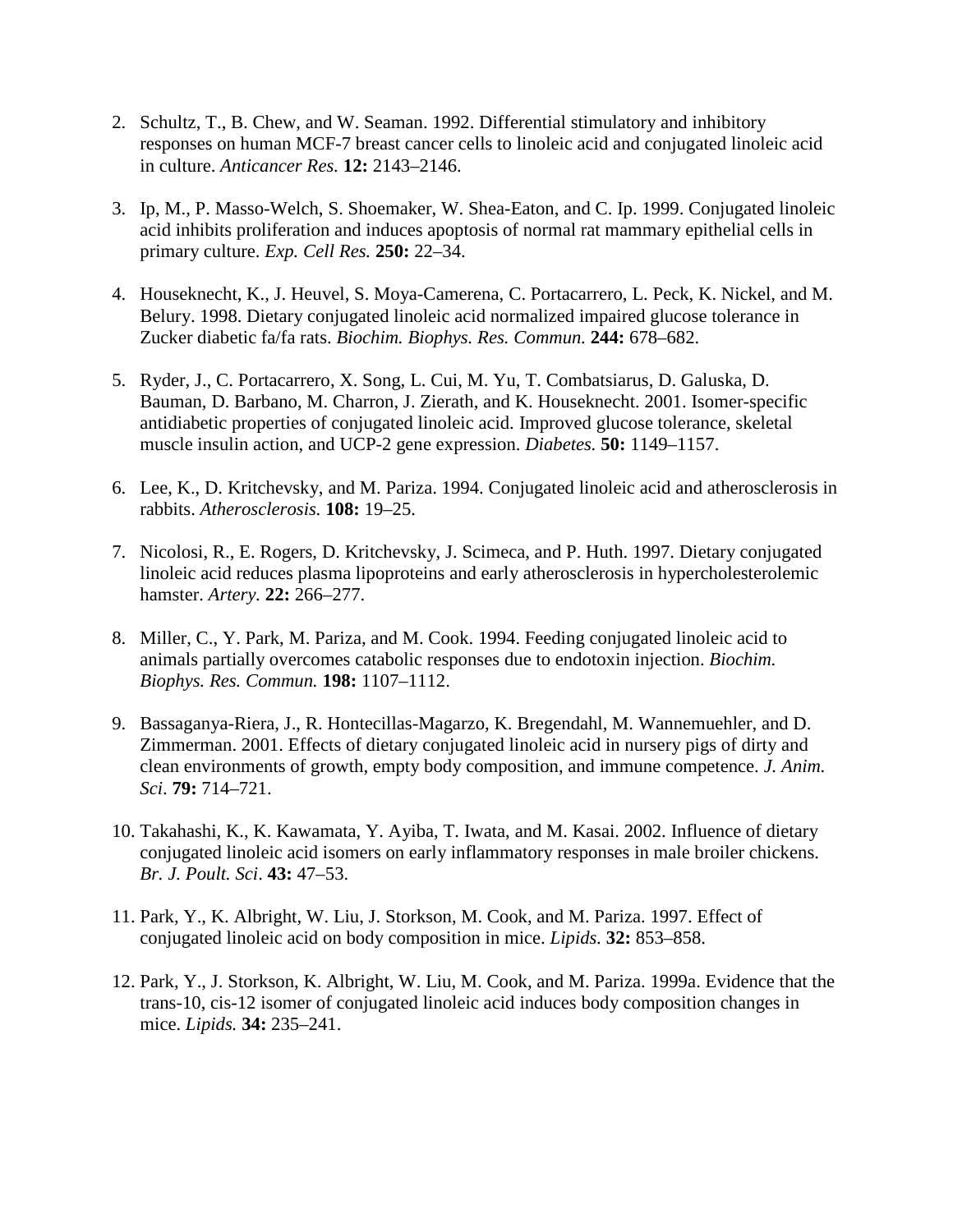2. Schultz, T., B. Chew, and W. Seaman. 1992. Differential stimulatory and inhibitory responses on human MCF-7 breast cancer cells to linoleic acid and conjugated linoleic acid in culture. *Anticancer Res.* **12:** 2143–2146.

3. Ip, M., P. Masso-Welch, S. Shoemaker, W. Shea-Eaton, and C. Ip. 1999. Conjugated linoleic acid inhibits proliferation and induces apoptosis of normal rat mammary epithelial cells in primary culture. *Exp. Cell Res.* **250:** 22–34.

4. Houseknecht, K., J. Heuvel, S. Moya-Camerena, C. Portacarrero, L. Peck, K. Nickel, and M. Belury. 1998. Dietary conjugated linoleic acid normalized impaired glucose tolerance in Zucker diabetic fa/fa rats. *Biochim. Biophys. Res. Commun.* **244:** 678–682.

5. Ryder, J., C. Portacarrero, X. Song, L. Cui, M. Yu, T. Combatsiarus, D. Galuska, D. Bauman, D. Barbano, M. Charron, J. Zierath, and K. Houseknecht. 2001. Isomer-specific antidiabetic properties of conjugated linoleic acid. Improved glucose tolerance, skeletal muscle insulin action, and UCP-2 gene expression. *Diabetes.* **50:** 1149–1157.

6. Lee, K., D. Kritchevsky, and M. Pariza. 1994. Conjugated linoleic acid and atherosclerosis in rabbits. *Atherosclerosis.* **108:** 19–25.

7. Nicolosi, R., E. Rogers, D. Kritchevsky, J. Scimeca, and P. Huth. 1997. Dietary conjugated linoleic acid reduces plasma lipoproteins and early atherosclerosis in hypercholesterolemic hamster. *Artery.* **22:** 266–277.

8. Miller, C., Y. Park, M. Pariza, and M. Cook. 1994. Feeding conjugated linoleic acid to animals partially overcomes catabolic responses due to endotoxin injection. *Biochim. Biophys. Res. Commun.* **198:** 1107–1112.

9. Bassaganya-Riera, J., R. Hontecillas-Magarzo, K. Bregendahl, M. Wannemuehler, and D. Zimmerman. 2001. Effects of dietary conjugated linoleic acid in nursery pigs of dirty and clean environments of growth, empty body composition, and immune competence. *J. Anim. Sci.* **79:** 714–721.

10. Takahashi, K., K. Kawamata, Y. Ayiba, T. Iwata, and M. Kasai. 2002. Influence of dietary conjugated linoleic acid isomers on early inflammatory responses in male broiler chickens. *Br. J. Poult. Sci*. **43:** 47–53.

11. Park, Y., K. Albright, W. Liu, J. Storkson, M. Cook, and M. Pariza. 1997. Effect of conjugated linoleic acid on body composition in mice. *Lipids.* **32:** 853–858.

12. Park, Y., J. Storkson, K. Albright, W. Liu, M. Cook, and M. Pariza. 1999a. Evidence that the trans-10, cis-12 isomer of conjugated linoleic acid induces body composition changes in mice. *Lipids.* **34:** 235–241.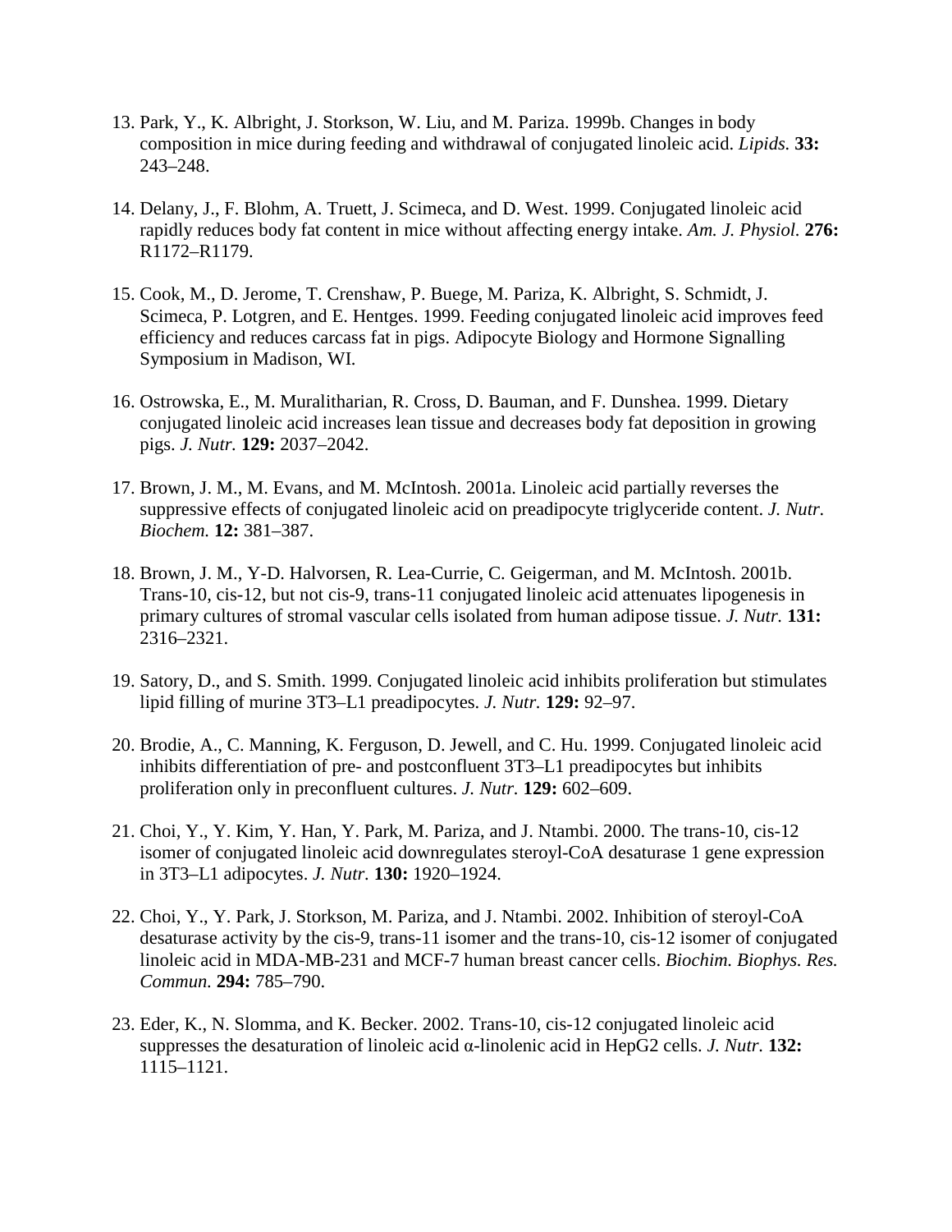13. Park, Y., K. Albright, J. Storkson, W. Liu, and M. Pariza. 1999b. Changes in body composition in mice during feeding and withdrawal of conjugated linoleic acid. *Lipids.* **33:** 243–248.

14. Delany, J., F. Blohm, A. Truett, J. Scimeca, and D. West. 1999. Conjugated linoleic acid rapidly reduces body fat content in mice without affecting energy intake. *Am. J. Physiol.* **276:** R1172–R1179.

15. Cook, M., D. Jerome, T. Crenshaw, P. Buege, M. Pariza, K. Albright, S. Schmidt, J. Scimeca, P. Lotgren, and E. Hentges. 1999. Feeding conjugated linoleic acid improves feed efficiency and reduces carcass fat in pigs. Adipocyte Biology and Hormone Signalling Symposium in Madison, WI.

16. Ostrowska, E., M. Muralitharian, R. Cross, D. Bauman, and F. Dunshea. 1999. Dietary conjugated linoleic acid increases lean tissue and decreases body fat deposition in growing pigs. *J. Nutr.* **129:** 2037–2042.

17. Brown, J. M., M. Evans, and M. McIntosh. 2001a. Linoleic acid partially reverses the suppressive effects of conjugated linoleic acid on preadipocyte triglyceride content. *J. Nutr. Biochem.* **12:** 381–387.

18. Brown, J. M., Y-D. Halvorsen, R. Lea-Currie, C. Geigerman, and M. McIntosh. 2001b. Trans-10, cis-12, but not cis-9, trans-11 conjugated linoleic acid attenuates lipogenesis in primary cultures of stromal vascular cells isolated from human adipose tissue. *J. Nutr.* **131:** 2316–2321.

19. Satory, D., and S. Smith. 1999. Conjugated linoleic acid inhibits proliferation but stimulates lipid filling of murine 3T3–L1 preadipocytes. *J. Nutr.* **129:** 92–97.

20. Brodie, A., C. Manning, K. Ferguson, D. Jewell, and C. Hu. 1999. Conjugated linoleic acid inhibits differentiation of pre- and postconfluent 3T3–L1 preadipocytes but inhibits proliferation only in preconfluent cultures. *J. Nutr.* **129:** 602–609.

21. Choi, Y., Y. Kim, Y. Han, Y. Park, M. Pariza, and J. Ntambi. 2000. The trans-10, cis-12 isomer of conjugated linoleic acid downregulates steroyl-CoA desaturase 1 gene expression in 3T3–L1 adipocytes. *J. Nutr.* **130:** 1920–1924.

22. Choi, Y., Y. Park, J. Storkson, M. Pariza, and J. Ntambi. 2002. Inhibition of steroyl-CoA desaturase activity by the cis-9, trans-11 isomer and the trans-10, cis-12 isomer of conjugated linoleic acid in MDA-MB-231 and MCF-7 human breast cancer cells. *Biochim. Biophys. Res. Commun.* **294:** 785–790.

23. Eder, K., N. Slomma, and K. Becker. 2002. Trans-10, cis-12 conjugated linoleic acid suppresses the desaturation of linoleic acid α-linolenic acid in HepG2 cells. *J. Nutr.* **132:** 1115–1121.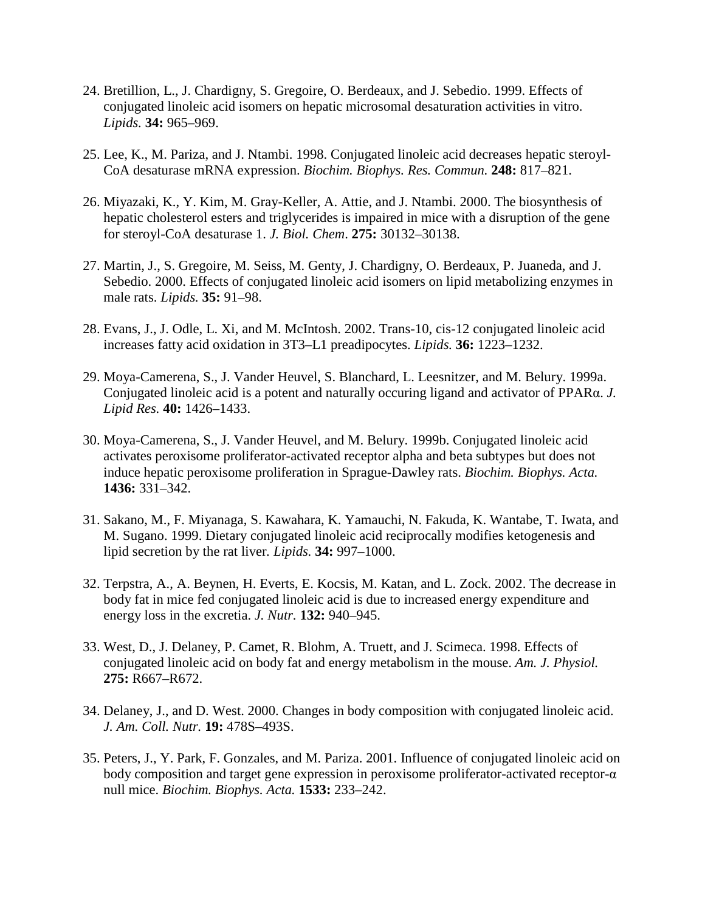24. Bretillion, L., J. Chardigny, S. Gregoire, O. Berdeaux, and J. Sebedio. 1999. Effects of conjugated linoleic acid isomers on hepatic microsomal desaturation activities in vitro. *Lipids.* **34:** 965–969.

25. Lee, K., M. Pariza, and J. Ntambi. 1998. Conjugated linoleic acid decreases hepatic steroyl-CoA desaturase mRNA expression. *Biochim. Biophys. Res. Commun.* **248:** 817–821.

26. Miyazaki, K., Y. Kim, M. Gray-Keller, A. Attie, and J. Ntambi. 2000. The biosynthesis of hepatic cholesterol esters and triglycerides is impaired in mice with a disruption of the gene for steroyl-CoA desaturase 1. *J. Biol. Chem*. **275:** 30132–30138.

27. Martin, J., S. Gregoire, M. Seiss, M. Genty, J. Chardigny, O. Berdeaux, P. Juaneda, and J. Sebedio. 2000. Effects of conjugated linoleic acid isomers on lipid metabolizing enzymes in male rats. *Lipids.* **35:** 91–98.

28. Evans, J., J. Odle, L. Xi, and M. McIntosh. 2002. Trans-10, cis-12 conjugated linoleic acid increases fatty acid oxidation in 3T3–L1 preadipocytes. *Lipids.* **36:** 1223–1232.

29. Moya-Camerena, S., J. Vander Heuvel, S. Blanchard, L. Leesnitzer, and M. Belury. 1999a. Conjugated linoleic acid is a potent and naturally occuring ligand and activator of PPARα. *J. Lipid Res.* **40:** 1426–1433.

30. Moya-Camerena, S., J. Vander Heuvel, and M. Belury. 1999b. Conjugated linoleic acid activates peroxisome proliferator-activated receptor alpha and beta subtypes but does not induce hepatic peroxisome proliferation in Sprague-Dawley rats. *Biochim. Biophys. Acta.* **1436:** 331–342.

31. Sakano, M., F. Miyanaga, S. Kawahara, K. Yamauchi, N. Fakuda, K. Wantabe, T. Iwata, and M. Sugano. 1999. Dietary conjugated linoleic acid reciprocally modifies ketogenesis and lipid secretion by the rat liver. *Lipids.* **34:** 997–1000.

32. Terpstra, A., A. Beynen, H. Everts, E. Kocsis, M. Katan, and L. Zock. 2002. The decrease in body fat in mice fed conjugated linoleic acid is due to increased energy expenditure and energy loss in the excretia. *J. Nutr.* **132:** 940–945.

33. West, D., J. Delaney, P. Camet, R. Blohm, A. Truett, and J. Scimeca. 1998. Effects of conjugated linoleic acid on body fat and energy metabolism in the mouse. *Am. J. Physiol.* **275:** R667–R672.

34. Delaney, J., and D. West. 2000. Changes in body composition with conjugated linoleic acid. *J. Am. Coll. Nutr.* **19:** 478S–493S.

35. Peters, J., Y. Park, F. Gonzales, and M. Pariza. 2001. Influence of conjugated linoleic acid on body composition and target gene expression in peroxisome proliferator-activated receptor-α null mice. *Biochim. Biophys. Acta.* **1533:** 233–242.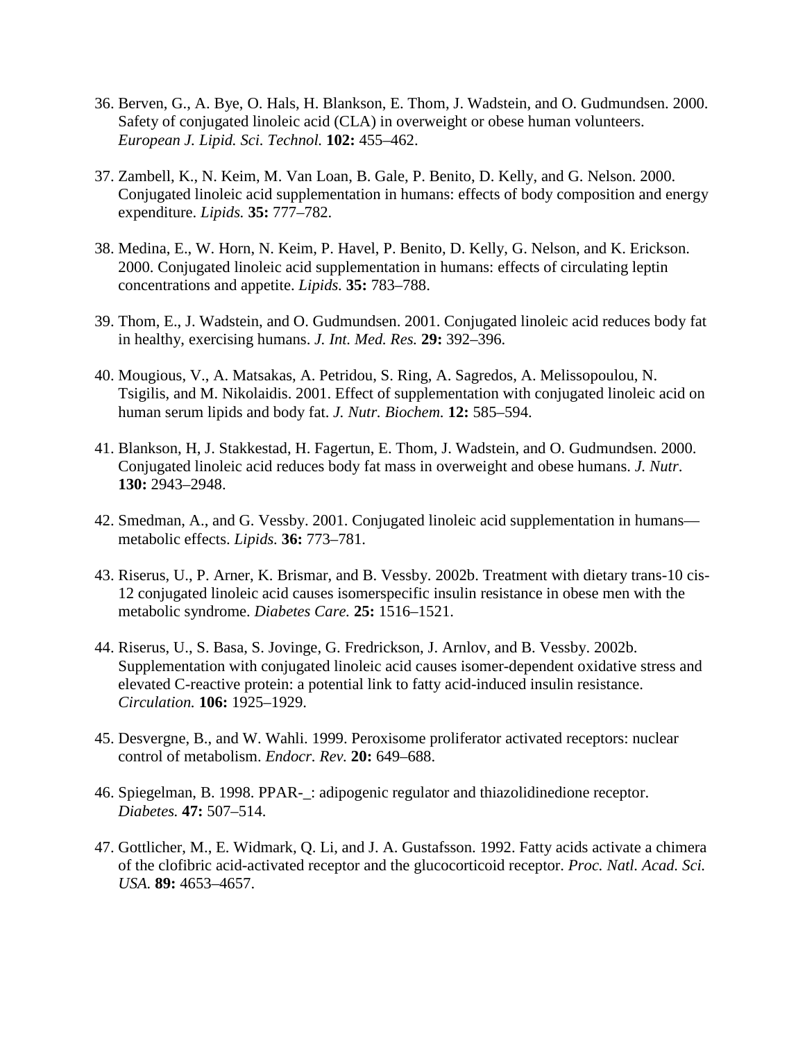36. Berven, G., A. Bye, O. Hals, H. Blankson, E. Thom, J. Wadstein, and O. Gudmundsen. 2000. Safety of conjugated linoleic acid (CLA) in overweight or obese human volunteers. *European J. Lipid. Sci. Technol.* **102:** 455–462.

37. Zambell, K., N. Keim, M. Van Loan, B. Gale, P. Benito, D. Kelly, and G. Nelson. 2000. Conjugated linoleic acid supplementation in humans: effects of body composition and energy expenditure. *Lipids.* **35:** 777–782.

38. Medina, E., W. Horn, N. Keim, P. Havel, P. Benito, D. Kelly, G. Nelson, and K. Erickson. 2000. Conjugated linoleic acid supplementation in humans: effects of circulating leptin concentrations and appetite. *Lipids.* **35:** 783–788.

39. Thom, E., J. Wadstein, and O. Gudmundsen. 2001. Conjugated linoleic acid reduces body fat in healthy, exercising humans. *J. Int. Med. Res.* **29:** 392–396.

40. Mougious, V., A. Matsakas, A. Petridou, S. Ring, A. Sagredos, A. Melissopoulou, N. Tsigilis, and M. Nikolaidis. 2001. Effect of supplementation with conjugated linoleic acid on human serum lipids and body fat. *J. Nutr. Biochem.* **12:** 585–594.

41. Blankson, H, J. Stakkestad, H. Fagertun, E. Thom, J. Wadstein, and O. Gudmundsen. 2000. Conjugated linoleic acid reduces body fat mass in overweight and obese humans. *J. Nutr.* **130:** 2943–2948.

42. Smedman, A., and G. Vessby. 2001. Conjugated linoleic acid supplementation in humans—metabolic effects. *Lipids.* **36:** 773–781.

43. Riserus, U., P. Arner, K. Brismar, and B. Vessby. 2002b. Treatment with dietary trans-10 cis-12 conjugated linoleic acid causes isomerspecific insulin resistance in obese men with the metabolic syndrome. *Diabetes Care.* **25:** 1516–1521.

44. Riserus, U., S. Basa, S. Jovinge, G. Fredrickson, J. Arnlov, and B. Vessby. 2002b. Supplementation with conjugated linoleic acid causes isomer-dependent oxidative stress and elevated C-reactive protein: a potential link to fatty acid-induced insulin resistance. *Circulation.* **106:** 1925–1929.

45. Desvergne, B., and W. Wahli. 1999. Peroxisome proliferator activated receptors: nuclear control of metabolism. *Endocr. Rev.* **20:** 649–688.

46. Spiegelman, B. 1998. PPAR-_: adipogenic regulator and thiazolidinedione receptor. *Diabetes.* **47:** 507–514.

47. Gottlicher, M., E. Widmark, Q. Li, and J. A. Gustafsson. 1992. Fatty acids activate a chimera of the clofibric acid-activated receptor and the glucocorticoid receptor. *Proc. Natl. Acad. Sci. USA.* **89:** 4653–4657.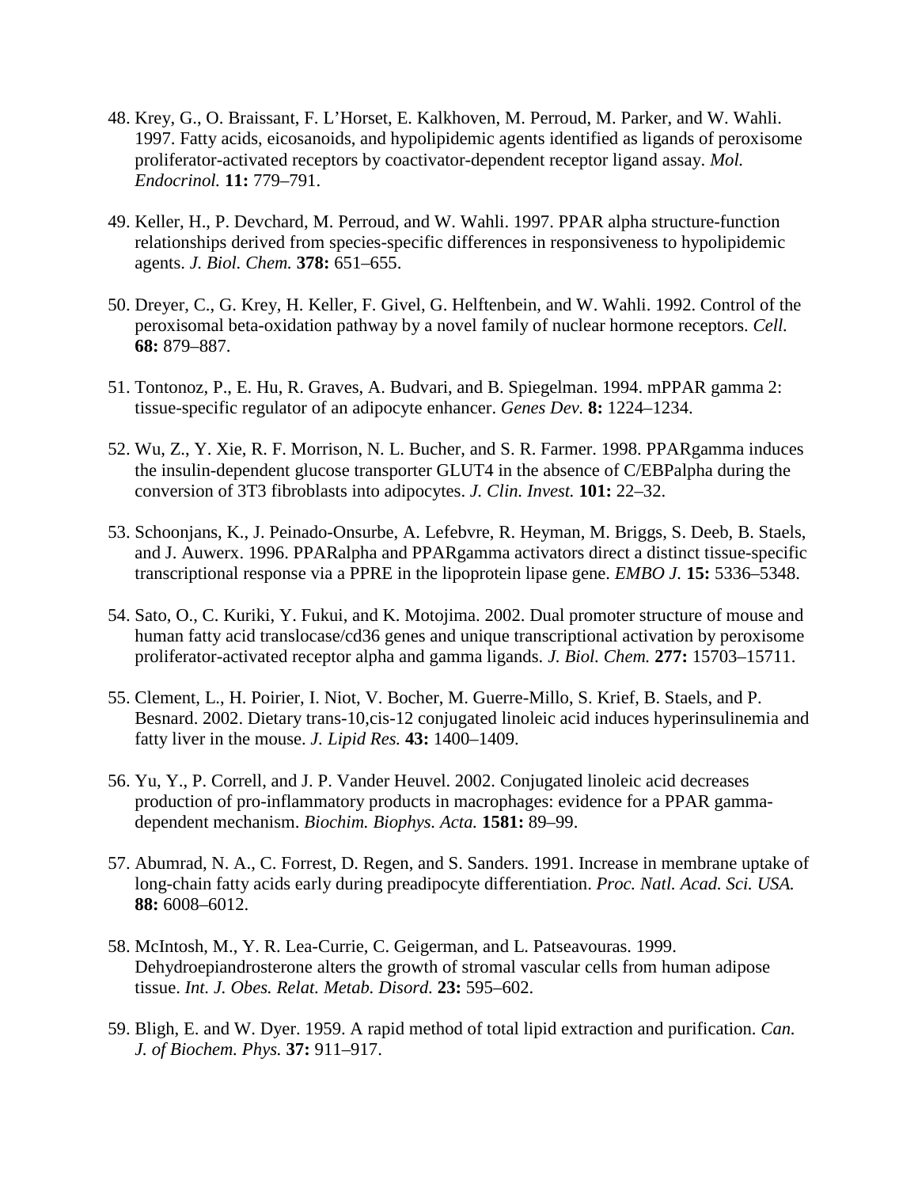48. Krey, G., O. Braissant, F. L'Horset, E. Kalkhoven, M. Perroud, M. Parker, and W. Wahli. 1997. Fatty acids, eicosanoids, and hypolipidemic agents identified as ligands of peroxisome proliferator-activated receptors by coactivator-dependent receptor ligand assay. *Mol. Endocrinol.* **11:** 779–791.

49. Keller, H., P. Devchard, M. Perroud, and W. Wahli. 1997. PPAR alpha structure-function relationships derived from species-specific differences in responsiveness to hypolipidemic agents. *J. Biol. Chem.* **378:** 651–655.

50. Dreyer, C., G. Krey, H. Keller, F. Givel, G. Helftenbein, and W. Wahli. 1992. Control of the peroxisomal beta-oxidation pathway by a novel family of nuclear hormone receptors. *Cell.* **68:** 879–887.

51. Tontonoz, P., E. Hu, R. Graves, A. Budvari, and B. Spiegelman. 1994. mPPAR gamma 2: tissue-specific regulator of an adipocyte enhancer. *Genes Dev.* **8:** 1224–1234.

52. Wu, Z., Y. Xie, R. F. Morrison, N. L. Bucher, and S. R. Farmer. 1998. PPARgamma induces the insulin-dependent glucose transporter GLUT4 in the absence of C/EBPalpha during the conversion of 3T3 fibroblasts into adipocytes. *J. Clin. Invest.* **101:** 22–32.

53. Schoonjans, K., J. Peinado-Onsurbe, A. Lefebvre, R. Heyman, M. Briggs, S. Deeb, B. Staels, and J. Auwerx. 1996. PPARalpha and PPARgamma activators direct a distinct tissue-specific transcriptional response via a PPRE in the lipoprotein lipase gene. *EMBO J.* **15:** 5336–5348.

54. Sato, O., C. Kuriki, Y. Fukui, and K. Motojima. 2002. Dual promoter structure of mouse and human fatty acid translocase/cd36 genes and unique transcriptional activation by peroxisome proliferator-activated receptor alpha and gamma ligands. *J. Biol. Chem.* **277:** 15703–15711.

55. Clement, L., H. Poirier, I. Niot, V. Bocher, M. Guerre-Millo, S. Krief, B. Staels, and P. Besnard. 2002. Dietary trans-10,cis-12 conjugated linoleic acid induces hyperinsulinemia and fatty liver in the mouse. *J. Lipid Res.* **43:** 1400–1409.

56. Yu, Y., P. Correll, and J. P. Vander Heuvel. 2002. Conjugated linoleic acid decreases production of pro-inflammatory products in macrophages: evidence for a PPAR gamma-dependent mechanism. *Biochim. Biophys. Acta.* **1581:** 89–99.

57. Abumrad, N. A., C. Forrest, D. Regen, and S. Sanders. 1991. Increase in membrane uptake of long-chain fatty acids early during preadipocyte differentiation. *Proc. Natl. Acad. Sci. USA.* **88:** 6008–6012.

58. McIntosh, M., Y. R. Lea-Currie, C. Geigerman, and L. Patseavouras. 1999. Dehydroepiandrosterone alters the growth of stromal vascular cells from human adipose tissue. *Int. J. Obes. Relat. Metab. Disord.* **23:** 595–602.

59. Bligh, E. and W. Dyer. 1959. A rapid method of total lipid extraction and purification. *Can. J. of Biochem. Phys.* **37:** 911–917.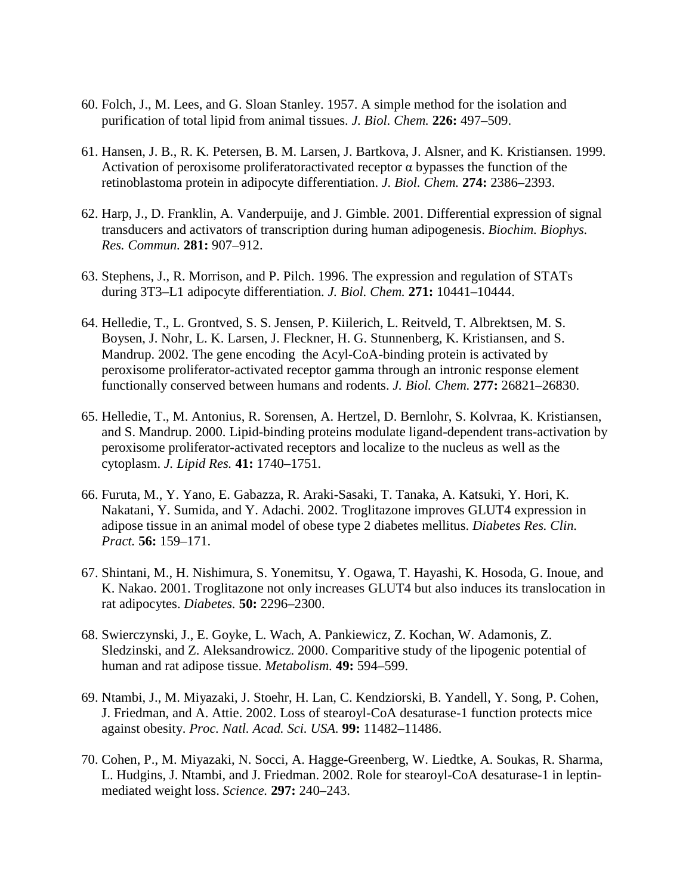60. Folch, J., M. Lees, and G. Sloan Stanley. 1957. A simple method for the isolation and purification of total lipid from animal tissues. *J. Biol. Chem.* **226:** 497–509.

61. Hansen, J. B., R. K. Petersen, B. M. Larsen, J. Bartkova, J. Alsner, and K. Kristiansen. 1999. Activation of peroxisome proliferatoractivated receptor α bypasses the function of the retinoblastoma protein in adipocyte differentiation. *J. Biol. Chem.* **274:** 2386–2393.

62. Harp, J., D. Franklin, A. Vanderpuije, and J. Gimble. 2001. Differential expression of signal transducers and activators of transcription during human adipogenesis. *Biochim. Biophys. Res. Commun.* **281:** 907–912.

63. Stephens, J., R. Morrison, and P. Pilch. 1996. The expression and regulation of STATs during 3T3–L1 adipocyte differentiation. *J. Biol. Chem.* **271:** 10441–10444.

64. Helledie, T., L. Grontved, S. S. Jensen, P. Kiilerich, L. Reitveld, T. Albrektsen, M. S. Boysen, J. Nohr, L. K. Larsen, J. Fleckner, H. G. Stunnenberg, K. Kristiansen, and S. Mandrup. 2002. The gene encoding the Acyl-CoA-binding protein is activated by peroxisome proliferator-activated receptor gamma through an intronic response element functionally conserved between humans and rodents. *J. Biol. Chem.* **277:** 26821–26830.

65. Helledie, T., M. Antonius, R. Sorensen, A. Hertzel, D. Bernlohr, S. Kolvraa, K. Kristiansen, and S. Mandrup. 2000. Lipid-binding proteins modulate ligand-dependent trans-activation by peroxisome proliferator-activated receptors and localize to the nucleus as well as the cytoplasm. *J. Lipid Res.* **41:** 1740–1751.

66. Furuta, M., Y. Yano, E. Gabazza, R. Araki-Sasaki, T. Tanaka, A. Katsuki, Y. Hori, K. Nakatani, Y. Sumida, and Y. Adachi. 2002. Troglitazone improves GLUT4 expression in adipose tissue in an animal model of obese type 2 diabetes mellitus. *Diabetes Res. Clin. Pract.* **56:** 159–171.

67. Shintani, M., H. Nishimura, S. Yonemitsu, Y. Ogawa, T. Hayashi, K. Hosoda, G. Inoue, and K. Nakao. 2001. Troglitazone not only increases GLUT4 but also induces its translocation in rat adipocytes. *Diabetes.* **50:** 2296–2300.

68. Swierczynski, J., E. Goyke, L. Wach, A. Pankiewicz, Z. Kochan, W. Adamonis, Z. Sledzinski, and Z. Aleksandrowicz. 2000. Comparitive study of the lipogenic potential of human and rat adipose tissue. *Metabolism.* **49:** 594–599.

69. Ntambi, J., M. Miyazaki, J. Stoehr, H. Lan, C. Kendziorski, B. Yandell, Y. Song, P. Cohen, J. Friedman, and A. Attie. 2002. Loss of stearoyl-CoA desaturase-1 function protects mice against obesity. *Proc. Natl. Acad. Sci. USA.* **99:** 11482–11486.

70. Cohen, P., M. Miyazaki, N. Socci, A. Hagge-Greenberg, W. Liedtke, A. Soukas, R. Sharma, L. Hudgins, J. Ntambi, and J. Friedman. 2002. Role for stearoyl-CoA desaturase-1 in leptin-mediated weight loss. *Science.* **297:** 240–243.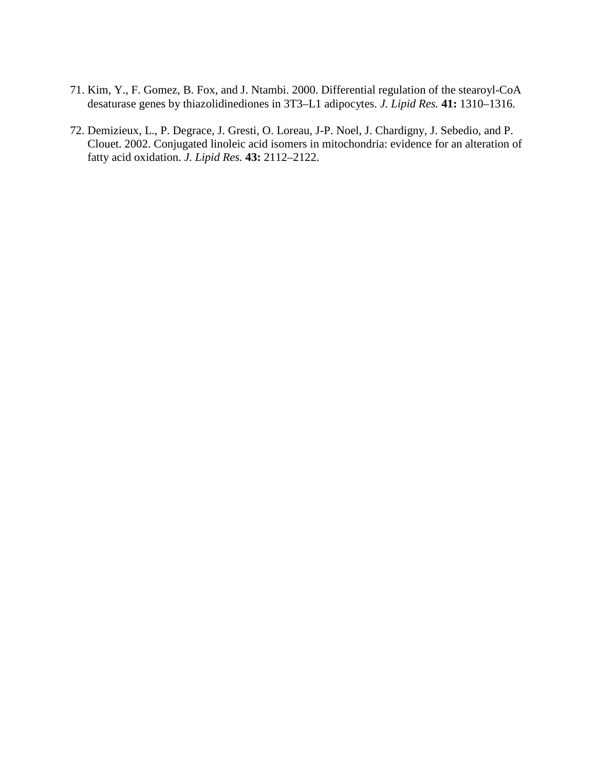71. Kim, Y., F. Gomez, B. Fox, and J. Ntambi. 2000. Differential regulation of the stearoyl-CoA desaturase genes by thiazolidinediones in 3T3–L1 adipocytes. *J. Lipid Res.* **41:** 1310–1316.

72. Demizieux, L., P. Degrace, J. Gresti, O. Loreau, J-P. Noel, J. Chardigny, J. Sebedio, and P. Clouet. 2002. Conjugated linoleic acid isomers in mitochondria: evidence for an alteration of fatty acid oxidation. *J. Lipid Res.* **43:** 2112–2122.